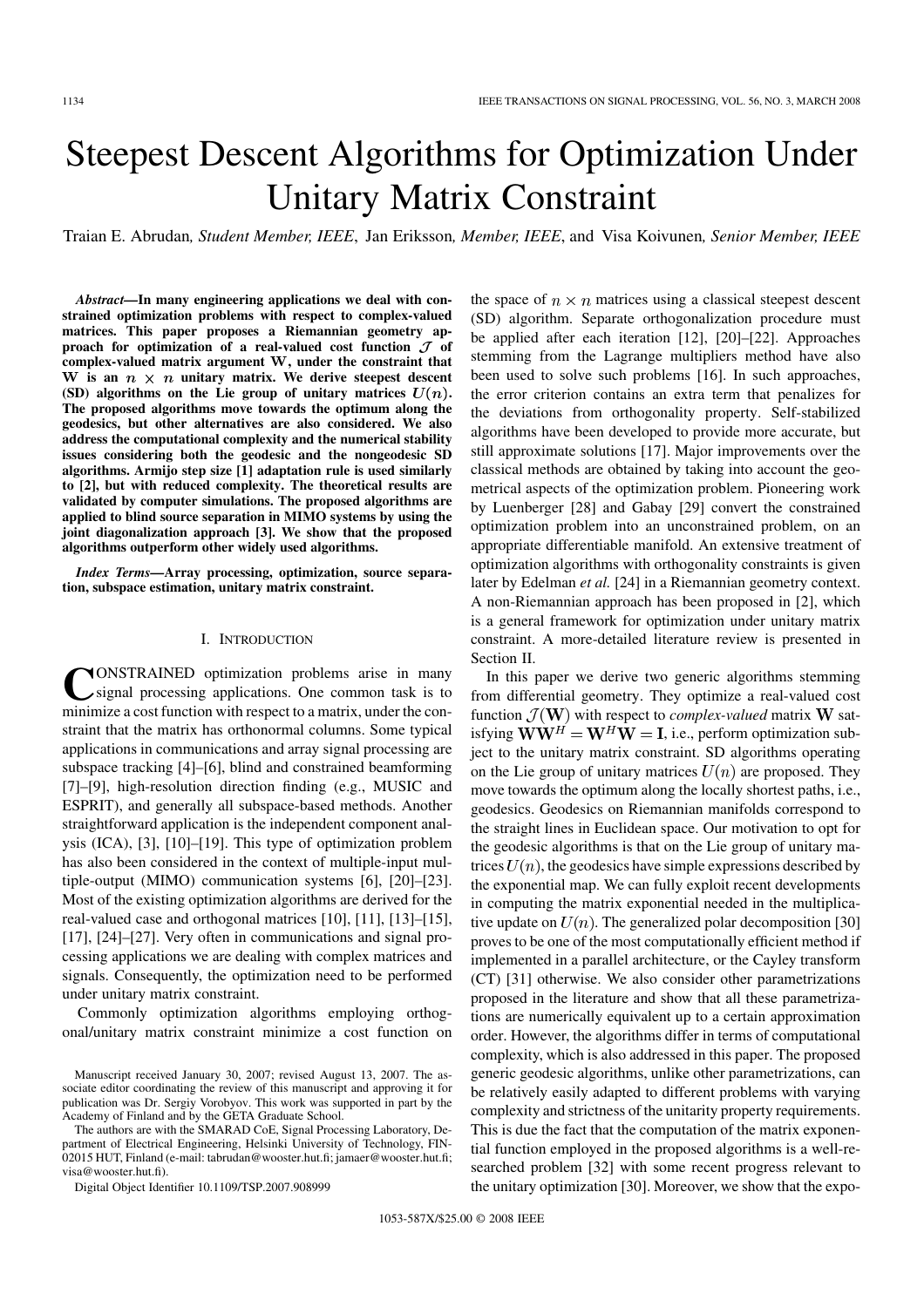# Steepest Descent Algorithms for Optimization Under Unitary Matrix Constraint

Traian E. Abrudan, *Student Member, IEEE*, Jan Eriksson, *Member, IEEE*, and Visa Koivunen, *Senior Member, IEEE*

***Abstract*—In many engineering applications we deal with constrained optimization problems with respect to complex-valued matrices. This paper proposes a Riemannian geometry approach for optimization of a real-valued cost function $\mathcal{J}$ of complex-valued matrix argument $\mathbf{W}$, under the constraint that $\mathbf{W}$ is an $n \times n$ unitary matrix. We derive steepest descent (SD) algorithms on the Lie group of unitary matrices $U(n)$. The proposed algorithms move towards the optimum along the geodesics, but other alternatives are also considered. We also address the computational complexity and the numerical stability issues considering both the geodesic and the nongeodesic SD algorithms. Armijo step size [1] adaptation rule is used similarly to [2], but with reduced complexity. The theoretical results are validated by computer simulations. The proposed algorithms are applied to blind source separation in MIMO systems by using the joint diagonalization approach [3]. We show that the proposed algorithms outperform other widely used algorithms.**

***Index Terms*—Array processing, optimization, source separation, subspace estimation, unitary matrix constraint.**

## I. Introduction

Constrained optimization problems arise in many signal processing applications. One common task is to minimize a cost function with respect to a matrix, under the constraint that the matrix has orthonormal columns. Some typical applications in communications and array signal processing are subspace tracking [4]–[6], blind and constrained beamforming [7]–[9], high-resolution direction finding (e.g., MUSIC and ESPRIT), and generally all subspace-based methods. Another straightforward application is the independent component analysis (ICA), [3], [10]–[19]. This type of optimization problem has also been considered in the context of multiple-input multiple-output (MIMO) communication systems [6], [20]–[23]. Most of the existing optimization algorithms are derived for the real-valued case and orthogonal matrices [10], [11], [13]–[15], [17], [24]–[27]. Very often in communications and signal processing applications we are dealing with complex matrices and signals. Consequently, the optimization need to be performed under unitary matrix constraint.

Commonly optimization algorithms employing orthogonal/unitary matrix constraint minimize a cost function on the space of $n \times n$ matrices using a classical steepest descent (SD) algorithm. Separate orthogonalization procedure must be applied after each iteration [12], [20]–[22]. Approaches stemming from the Lagrange multipliers method have also been used to solve such problems [16]. In such approaches, the error criterion contains an extra term that penalizes for the deviations from orthogonality property. Self-stabilized algorithms have been developed to provide more accurate, but still approximate solutions [17]. Major improvements over the classical methods are obtained by taking into account the geometrical aspects of the optimization problem. Pioneering work by Luenberger [28] and Gabay [29] convert the constrained optimization problem into an unconstrained problem, on an appropriate differentiable manifold. An extensive treatment of optimization algorithms with orthogonality constraints is given later by Edelman *et al.* [24] in a Riemannian geometry context. A non-Riemannian approach has been proposed in [2], which is a general framework for optimization under unitary matrix constraint. A more-detailed literature review is presented in Section II.

In this paper we derive two generic algorithms stemming from differential geometry. They optimize a real-valued cost function $\mathcal{J}(\mathbf{W})$ with respect to *complex-valued* matrix $\mathbf{W}$ satisfying $\mathbf{W}\mathbf{W}^H = \mathbf{W}^H\mathbf{W} = \mathbf{I}$, i.e., perform optimization subject to the unitary matrix constraint. SD algorithms operating on the Lie group of unitary matrices $U(n)$ are proposed. They move towards the optimum along the locally shortest paths, i.e., geodesics. Geodesics on Riemannian manifolds correspond to the straight lines in Euclidean space. Our motivation to opt for the geodesic algorithms is that on the Lie group of unitary matrices $U(n)$, the geodesics have simple expressions described by the exponential map. We can fully exploit recent developments in computing the matrix exponential needed in the multiplicative update on $U(n)$. The generalized polar decomposition [30] proves to be one of the most computationally efficient method if implemented in a parallel architecture, or the Cayley transform (CT) [31] otherwise. We also consider other parametrizations proposed in the literature and show that all these parametrizations are numerically equivalent up to a certain approximation order. However, the algorithms differ in terms of computational complexity, which is also addressed in this paper. The proposed generic geodesic algorithms, unlike other parametrizations, can be relatively easily adapted to different problems with varying complexity and strictness of the unitarity property requirements. This is due the fact that the computation of the matrix exponential function employed in the proposed algorithms is a well-researched problem [32] with some recent progress relevant to the unitary optimization [30]. Moreover, we show that the expo-

Manuscript received January 30, 2007; revised August 13, 2007. The associate editor coordinating the review of this manuscript and approving it for publication was Dr. Sergiy Vorobyov. This work was supported in part by the Academy of Finland and by the GETA Graduate School.

The authors are with the SMARAD CoE, Signal Processing Laboratory, Department of Electrical Engineering, Helsinki University of Technology, FIN-02015 HUT, Finland (e-mail: tabrudan@wooster.hut.fi; jamaer@wooster.hut.fi; visa@wooster.hut.fi).

Digital Object Identifier 10.1109/TSP.2007.908999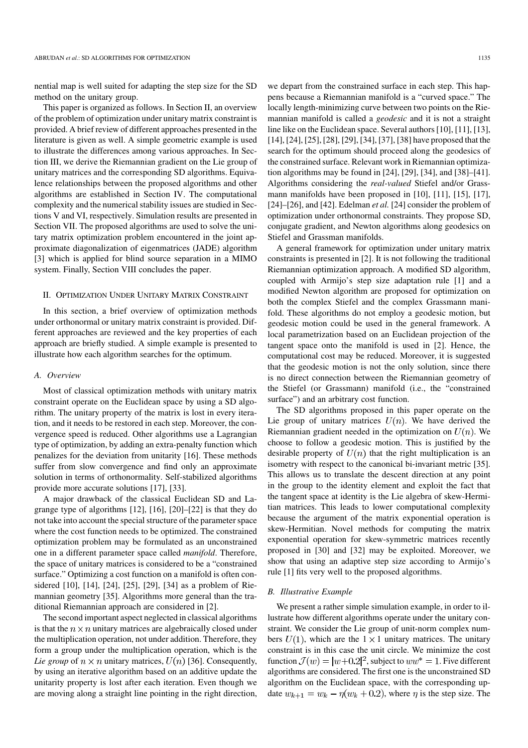nential map is well suited for adapting the step size for the SD method on the unitary group.

This paper is organized as follows. In Section II, an overview of the problem of optimization under unitary matrix constraint is provided. A brief review of different approaches presented in the literature is given as well. A simple geometric example is used to illustrate the differences among various approaches. In Section III, we derive the Riemannian gradient on the Lie group of unitary matrices and the corresponding SD algorithms. Equivalence relationships between the proposed algorithms and other algorithms are established in Section IV. The computational complexity and the numerical stability issues are studied in Sections V and VI, respectively. Simulation results are presented in Section VII. The proposed algorithms are used to solve the unitary matrix optimization problem encountered in the joint approximate diagonalization of eigenmatrices (JADE) algorithm [3] which is applied for blind source separation in a MIMO system. Finally, Section VIII concludes the paper.

## II. Optimization Under Unitary Matrix Constraint

In this section, a brief overview of optimization methods under orthonormal or unitary matrix constraint is provided. Different approaches are reviewed and the key properties of each approach are briefly studied. A simple example is presented to illustrate how each algorithm searches for the optimum.

### A. Overview

Most of classical optimization methods with unitary matrix constraint operate on the Euclidean space by using a SD algorithm. The unitary property of the matrix is lost in every iteration, and it needs to be restored in each step. Moreover, the convergence speed is reduced. Other algorithms use a Lagrangian type of optimization, by adding an extra-penalty function which penalizes for the deviation from unitarity [16]. These methods suffer from slow convergence and find only an approximate solution in terms of orthonormality. Self-stabilized algorithms provide more accurate solutions [17], [33].

A major drawback of the classical Euclidean SD and Lagrange type of algorithms [12], [16], [20]–[22] is that they do not take into account the special structure of the parameter space where the cost function needs to be optimized. The constrained optimization problem may be formulated as an unconstrained one in a different parameter space called *manifold*. Therefore, the space of unitary matrices is considered to be a "constrained surface." Optimizing a cost function on a manifold is often considered [10], [14], [24], [25], [29], [34] as a problem of Riemannian geometry [35]. Algorithms more general than the traditional Riemannian approach are considered in [2].

The second important aspect neglected in classical algorithms is that the $n \times n$ unitary matrices are algebraically closed under the multiplication operation, not under addition. Therefore, they form a group under the multiplication operation, which is the *Lie group* of $n \times n$ unitary matrices, $U(n)$ [36]. Consequently, by using an iterative algorithm based on an additive update the unitarity property is lost after each iteration. Even though we are moving along a straight line pointing in the right direction, we depart from the constrained surface in each step. This happens because a Riemannian manifold is a "curved space." The locally length-minimizing curve between two points on the Riemannian manifold is called a *geodesic* and it is not a straight line like on the Euclidean space. Several authors [10], [11], [13], [14], [24], [25], [28], [29], [34], [37], [38] have proposed that the search for the optimum should proceed along the geodesics of the constrained surface. Relevant work in Riemannian optimization algorithms may be found in [24], [29], [34], and [38]–[41]. Algorithms considering the *real-valued* Stiefel and/or Grassmann manifolds have been proposed in [10], [11], [15], [17], [24]–[26], and [42]. Edelman *et al.* [24] consider the problem of optimization under orthonormal constraints. They propose SD, conjugate gradient, and Newton algorithms along geodesics on Stiefel and Grassman manifolds.

A general framework for optimization under unitary matrix constraints is presented in [2]. It is not following the traditional Riemannian optimization approach. A modified SD algorithm, coupled with Armijo's step size adaptation rule [1] and a modified Newton algorithm are proposed for optimization on both the complex Stiefel and the complex Grassmann manifold. These algorithms do not employ a geodesic motion, but geodesic motion could be used in the general framework. A local parametrization based on an Euclidean projection of the tangent space onto the manifold is used in [2]. Hence, the computational cost may be reduced. Moreover, it is suggested that the geodesic motion is not the only solution, since there is no direct connection between the Riemannian geometry of the Stiefel (or Grassmann) manifold (i.e., the "constrained surface") and an arbitrary cost function.

The SD algorithms proposed in this paper operate on the Lie group of unitary matrices $U(n)$. We have derived the Riemannian gradient needed in the optimization on $U(n)$. We choose to follow a geodesic motion. This is justified by the desirable property of $U(n)$ that the right multiplication is an isometry with respect to the canonical bi-invariant metric [35]. This allows us to translate the descent direction at any point in the group to the identity element and exploit the fact that the tangent space at identity is the Lie algebra of skew-Hermitian matrices. This leads to lower computational complexity because the argument of the matrix exponential is skew-Hermitian. Novel methods for computing the matrix exponential operation for skew-symmetric matrices recently proposed in [30] and [32] may be exploited. Moreover, we show that using an adaptive step size according to Armijo's rule [1] fits very well to the proposed algorithms.

### B. Illustrative Example

We present a rather simple simulation example, in order to illustrate how different algorithms operate under the unitary constraint. We consider the Lie group of unit-norm complex numbers $U(1)$, which are the $1 \times 1$ unitary matrices. The unitary constraint is in this case the unit circle. We minimize the cost function $\mathcal{J}(w) = |w+0.2|^2$, subject to $ww^* = 1$. Five different algorithms are considered. The first one is the unconstrained SD algorithm on the Euclidean space, with the corresponding update $w_{k+1} = w_k - \eta(w_k + 0.2)$, where $\eta$ is the step size. The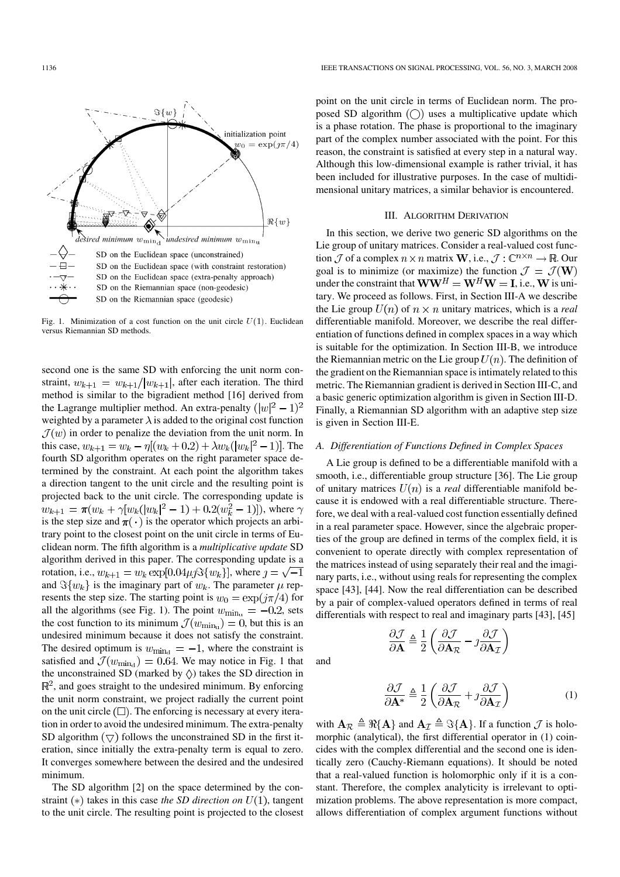Fig. 1. Minimization of a cost function on the unit circle $U(1)$. Euclidean versus Riemannian SD methods.

second one is the same SD with enforcing the unit norm constraint, $w_{k+1} = w_{k+1}/|w_{k+1}|$, after each iteration. The third method is similar to the bigradient method [16] derived from the Lagrange multiplier method. An extra-penalty $(|w|^2 - 1)^2$ weighted by a parameter $\lambda$ is added to the original cost function $\mathcal{J}(w)$ in order to penalize the deviation from the unit norm. In this case, $w_{k+1} = w_k - \eta[(w_k + 0.2) + \lambda w_k(|w_k|^2 - 1)]$. The fourth SD algorithm operates on the right parameter space determined by the constraint. At each point the algorithm takes a direction tangent to the unit circle and the resulting point is projected back to the unit circle. The corresponding update is $w_{k+1} = \pi(w_k + \gamma[w_k(|w_k|^2 - 1) + 0.2(w_k^2 - 1)])$, where $\gamma$ is the step size and $\pi(\cdot)$ is the operator which projects an arbitrary point to the closest point on the unit circle in terms of Euclidean norm. The fifth algorithm is a *multiplicative update* SD algorithm derived in this paper. The corresponding update is a rotation, i.e., $w_{k+1} = w_k \exp[0.04\mu\jmath\Im\{w_k\}]$, where $\jmath = \sqrt{-1}$ and $\Im\{w_k\}$ is the imaginary part of $w_k$. The parameter $\mu$ represents the step size. The starting point is $w_0 = \exp(\jmath\pi/4)$ for all the algorithms (see Fig. 1). The point $w_{\min_u} = -0.2$, sets the cost function to its minimum $\mathcal{J}(w_{\min_u}) = 0$, but this is an undesired minimum because it does not satisfy the constraint. The desired optimum is $w_{\min_d} = -1$, where the constraint is satisfied and $\mathcal{J}(w_{\min_d}) = 0.64$. We may notice in Fig. 1 that the unconstrained SD (marked by $\Diamond$) takes the SD direction in $\mathbb{R}^2$, and goes straight to the undesired minimum. By enforcing the unit norm constraint, we project radially the current point on the unit circle ($\Box$). The enforcing is necessary at every iteration in order to avoid the undesired minimum. The extra-penalty SD algorithm ($\bigtriangledown$) follows the unconstrained SD in the first iteration, since initially the extra-penalty term is equal to zero. It converges somewhere between the desired and the undesired minimum.

The SD algorithm [2] on the space determined by the constraint ($*$) takes in this case *the SD direction on* $U(1)$, tangent to the unit circle. The resulting point is projected to the closest point on the unit circle in terms of Euclidean norm. The proposed SD algorithm ($\bigcirc$) uses a multiplicative update which is a phase rotation. The phase is proportional to the imaginary part of the complex number associated with the point. For this reason, the constraint is satisfied at every step in a natural way. Although this low-dimensional example is rather trivial, it has been included for illustrative purposes. In the case of multidimensional unitary matrices, a similar behavior is encountered.

## III. Algorithm Derivation

In this section, we derive two generic SD algorithms on the Lie group of unitary matrices. Consider a real-valued cost function $\mathcal{J}$ of a complex $n \times n$ matrix $\mathbf{W}$, i.e., $\mathcal{J} : \mathbb{C}^{n \times n} \to \mathbb{R}$. Our goal is to minimize (or maximize) the function $\mathcal{J} = \mathcal{J}(\mathbf{W})$ under the constraint that $\mathbf{W}\mathbf{W}^H = \mathbf{W}^H\mathbf{W} = \mathbf{I}$, i.e., $\mathbf{W}$ is unitary. We proceed as follows. First, in Section III-A we describe the Lie group $U(n)$ of $n \times n$ unitary matrices, which is a *real* differentiable manifold. Moreover, we describe the real differentiation of functions defined in complex spaces in a way which is suitable for the optimization. In Section III-B, we introduce the Riemannian metric on the Lie group $U(n)$. The definition of the gradient on the Riemannian space is intimately related to this metric. The Riemannian gradient is derived in Section III-C, and a basic generic optimization algorithm is given in Section III-D. Finally, a Riemannian SD algorithm with an adaptive step size is given in Section III-E.

### A. Differentiation of Functions Defined in Complex Spaces

A Lie group is defined to be a differentiable manifold with a smooth, i.e., differentiable group structure [36]. The Lie group of unitary matrices $U(n)$ is a *real* differentiable manifold because it is endowed with a real differentiable structure. Therefore, we deal with a real-valued cost function essentially defined in a real parameter space. However, since the algebraic properties of the group are defined in terms of the complex field, it is convenient to operate directly with complex representation of the matrices instead of using separately their real and the imaginary parts, i.e., without using reals for representing the complex space [43], [44]. Now the real differentiation can be described by a pair of complex-valued operators defined in terms of real differentials with respect to real and imaginary parts [43], [45]

$$\frac{\partial \mathcal{J}}{\partial \mathbf{A}} \triangleq \frac{1}{2}\left(\frac{\partial \mathcal{J}}{\partial \mathbf{A}_{\mathcal{R}}} - \jmath \frac{\partial \mathcal{J}}{\partial \mathbf{A}_{\mathcal{I}}}\right)$$

and

$$\frac{\partial \mathcal{J}}{\partial \mathbf{A}^*} \triangleq \frac{1}{2}\left(\frac{\partial \mathcal{J}}{\partial \mathbf{A}_{\mathcal{R}}} + \jmath \frac{\partial \mathcal{J}}{\partial \mathbf{A}_{\mathcal{I}}}\right) \tag{1}$$

with $\mathbf{A}_{\mathcal{R}} \triangleq \Re\{\mathbf{A}\}$ and $\mathbf{A}_{\mathcal{I}} \triangleq \Im\{\mathbf{A}\}$. If a function $\mathcal{J}$ is holomorphic (analytical), the first differential operator in (1) coincides with the complex differential and the second one is identically zero (Cauchy-Riemann equations). It should be noted that a real-valued function is holomorphic only if it is a constant. Therefore, the complex analyticity is irrelevant to optimization problems. The above representation is more compact, allows differentiation of complex argument functions without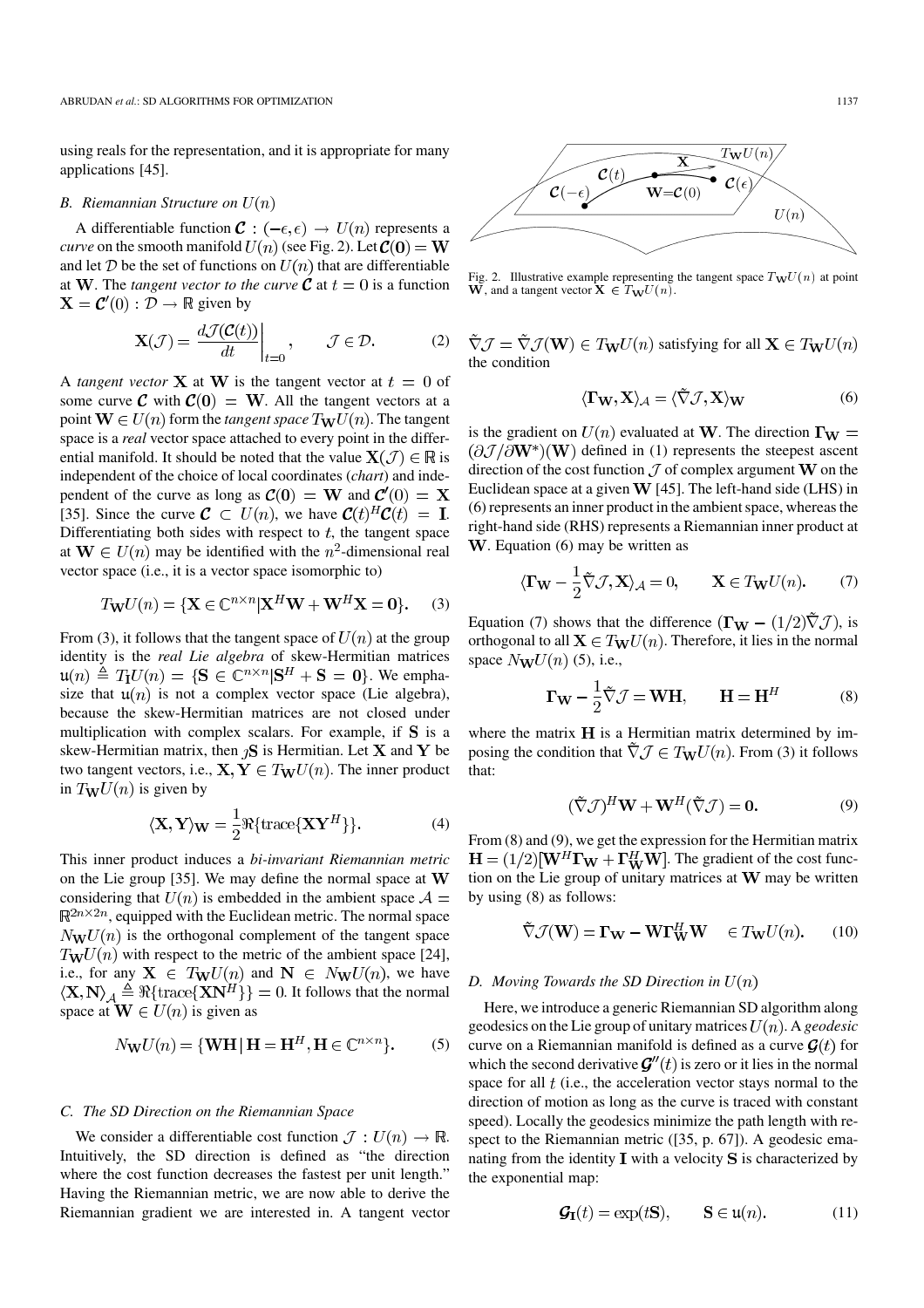using reals for the representation, and it is appropriate for many applications [45].

### B. Riemannian Structure on $U(n)$

A differentiable function $\mathcal{C} : (-\epsilon, \epsilon) \rightarrow U(n)$ represents a *curve* on the smooth manifold $U(n)$ (see Fig. 2). Let $\mathcal{C}(0) = \mathbf{W}$ and let $\mathcal{D}$ be the set of functions on $U(n)$ that are differentiable at $\mathbf{W}$. The *tangent vector to the curve* $\mathcal{C}$ at $t=0$ is a function $\mathbf{X} = \mathcal{C}'(0) : \mathcal{D} \rightarrow \mathbb{R}$ given by

$$\mathbf{X}(\mathcal{J}) = \left. \frac{d\mathcal{J}(\mathcal{C}(t))}{dt} \right|_{t=0}, \qquad \mathcal{J} \in \mathcal{D}. \tag{2}$$

A *tangent vector* $\mathbf{X}$ at $\mathbf{W}$ is the tangent vector at $t=0$ of some curve $\mathcal{C}$ with $\mathcal{C}(0) = \mathbf{W}$. All the tangent vectors at a point $\mathbf{W} \in U(n)$ form the *tangent space* $T_{\mathbf{W}}U(n)$. The tangent space is a *real* vector space attached to every point in the differential manifold. It should be noted that the value $\mathbf{X}(\mathcal{J}) \in \mathbb{R}$ is independent of the choice of local coordinates (*chart*) and independent of the curve as long as $\mathcal{C}(0) = \mathbf{X}$ and $\mathcal{C}'(0) = \mathbf{X}$ [35]. Since the curve $\mathcal{C} \subset U(n)$, we have $\mathcal{C}(t)^H \mathcal{C}(t) = \mathbf{I}$. Differentiating both sides with respect to $t$, the tangent space at $\mathbf{W} \in U(n)$ may be identified with the $n^2$-dimensional real vector space (i.e., it is a vector space isomorphic to)

$$T_{\mathbf{W}}U(n) = \{\mathbf{X} \in \mathbb{C}^{n \times n} | \mathbf{X}^H \mathbf{W} + \mathbf{W}^H \mathbf{X} = \mathbf{0}\}. \tag{3}$$

From (3), it follows that the tangent space of $U(n)$ at the group identity is the *real Lie algebra* of skew-Hermitian matrices $\mathfrak{u}(n) \triangleq T_{\mathbf{I}}U(n) = \{\mathbf{S} \in \mathbb{C}^{n \times n} | \mathbf{S}^H + \mathbf{S} = \mathbf{0}\}$. We emphasize that $\mathfrak{u}(n)$ is not a complex vector space (Lie algebra), because the skew-Hermitian matrices are not closed under multiplication with complex scalars. For example, if $\mathbf{S}$ is a skew-Hermitian matrix, then $\jmath\mathbf{S}$ is Hermitian. Let $\mathbf{X}$ and $\mathbf{Y}$ be two tangent vectors, i.e., $\mathbf{X}, \mathbf{Y} \in T_{\mathbf{W}}U(n)$. The inner product in $T_{\mathbf{W}}U(n)$ is given by

$$\langle \mathbf{X}, \mathbf{Y} \rangle_{\mathbf{W}} = \frac{1}{2} \Re\{\text{trace}\{\mathbf{X}\mathbf{Y}^H\}\}. \tag{4}$$

This inner product induces a *bi-invariant Riemannian metric* on the Lie group [35]. We may define the normal space at $\mathbf{W}$ considering that $U(n)$ is embedded in the ambient space $\mathcal{A} = \mathbb{R}^{2n \times 2n}$, equipped with the Euclidean metric. The normal space $N_{\mathbf{W}}U(n)$ is the orthogonal complement of the tangent space $T_{\mathbf{W}}U(n)$ with respect to the metric of the ambient space [24], i.e., for any $\mathbf{X} \in T_{\mathbf{W}}U(n)$ and $\mathbf{N} \in N_{\mathbf{W}}U(n)$, we have $\langle \mathbf{X}, \mathbf{N} \rangle_{\mathcal{A}} \triangleq \Re\{\text{trace}\{\mathbf{X}\mathbf{N}^H\}\} = 0$. It follows that the normal space at $\mathbf{W} \in U(n)$ is given as

$$N_{\mathbf{W}}U(n) = \{\mathbf{W}\mathbf{H} \,|\, \mathbf{H} = \mathbf{H}^H, \mathbf{H} \in \mathbb{C}^{n \times n}\}. \tag{5}$$

### C. The SD Direction on the Riemannian Space

We consider a differentiable cost function $\mathcal{J} : U(n) \rightarrow \mathbb{R}$. Intuitively, the SD direction is defined as "the direction where the cost function decreases the fastest per unit length." Having the Riemannian metric, we are now able to derive the Riemannian gradient we are interested in. A tangent vector $\tilde{\nabla}\mathcal{J} = \tilde{\nabla}\mathcal{J}(\mathbf{W}) \in T_{\mathbf{W}}U(n)$ satisfying for all $\mathbf{X} \in T_{\mathbf{W}}U(n)$ the condition

$$\langle \mathbf{\Gamma}_{\mathbf{W}}, \mathbf{X} \rangle_{\mathcal{A}} = \langle \tilde{\nabla}\mathcal{J}, \mathbf{X} \rangle_{\mathbf{W}} \tag{6}$$

is the gradient on $U(n)$ evaluated at $\mathbf{W}$. The direction $\mathbf{\Gamma}_{\mathbf{W}} = (\partial \mathcal{J}/\partial \mathbf{W}^*)(\mathbf{W})$ defined in (1) represents the steepest ascent direction of the cost function $\mathcal{J}$ of complex argument $\mathbf{W}$ on the Euclidean space at a given $\mathbf{W}$ [45]. The left-hand side (LHS) in (6) represents an inner product in the ambient space, whereas the right-hand side (RHS) represents a Riemannian inner product at $\mathbf{W}$. Equation (6) may be written as

$$\langle \mathbf{\Gamma}_{\mathbf{W}} - \frac{1}{2}\tilde{\nabla}\mathcal{J}, \mathbf{X} \rangle_{\mathcal{A}} = 0, \qquad \mathbf{X} \in T_{\mathbf{W}}U(n). \tag{7}$$

Equation (7) shows that the difference $(\mathbf{\Gamma}_{\mathbf{W}} - (1/2)\tilde{\nabla}\mathcal{J})$, is orthogonal to all $\mathbf{X} \in T_{\mathbf{W}}U(n)$. Therefore, it lies in the normal space $N_{\mathbf{W}}U(n)$ (5), i.e.,

$$\mathbf{\Gamma}_{\mathbf{W}} - \frac{1}{2}\tilde{\nabla}\mathcal{J} = \mathbf{W}\mathbf{H}, \qquad \mathbf{H} = \mathbf{H}^H \tag{8}$$

where the matrix $\mathbf{H}$ is a Hermitian matrix determined by imposing the condition that $\tilde{\nabla}\mathcal{J} \in T_{\mathbf{W}}U(n)$. From (3) it follows that:

$$(\tilde{\nabla}\mathcal{J})^H \mathbf{W} + \mathbf{W}^H (\tilde{\nabla}\mathcal{J}) = \mathbf{0}. \tag{9}$$

From (8) and (9), we get the expression for the Hermitian matrix $\mathbf{H} = (1/2)[\mathbf{W}^H \mathbf{\Gamma}_{\mathbf{W}} + \mathbf{\Gamma}_{\mathbf{W}}^H \mathbf{W}]$. The gradient of the cost function on the Lie group of unitary matrices at $\mathbf{W}$ may be written by using (8) as follows:

$$\tilde{\nabla}\mathcal{J}(\mathbf{W}) = \mathbf{\Gamma}_{\mathbf{W}} - \mathbf{W}\mathbf{\Gamma}_{\mathbf{W}}^H \mathbf{W} \quad \in T_{\mathbf{W}}U(n). \tag{10}$$

Fig. 2. Illustrative example representing the tangent space $T_{\mathbf{W}}U(n)$ at point $\mathbf{W}$, and a tangent vector $\mathbf{X} \in T_{\mathbf{W}}U(n)$.

### D. Moving Towards the SD Direction in $U(n)$

Here, we introduce a generic Riemannian SD algorithm along geodesics on the Lie group of unitary matrices $U(n)$. A *geodesic* curve on a Riemannian manifold is defined as a curve $\mathcal{G}(t)$ for which the second derivative $\mathcal{G}''(t)$ is zero or it lies in the normal space for all $t$ (i.e., the acceleration vector stays normal to the direction of motion as long as the curve is traced with constant speed). Locally the geodesics minimize the path length with respect to the Riemannian metric ([35, p. 67]). A geodesic emanating from the identity $\mathbf{I}$ with a velocity $\mathbf{S}$ is characterized by the exponential map:

$$\mathcal{G}_{\mathbf{I}}(t) = \exp(t\mathbf{S}), \qquad \mathbf{S} \in \mathfrak{u}(n). \tag{11}$$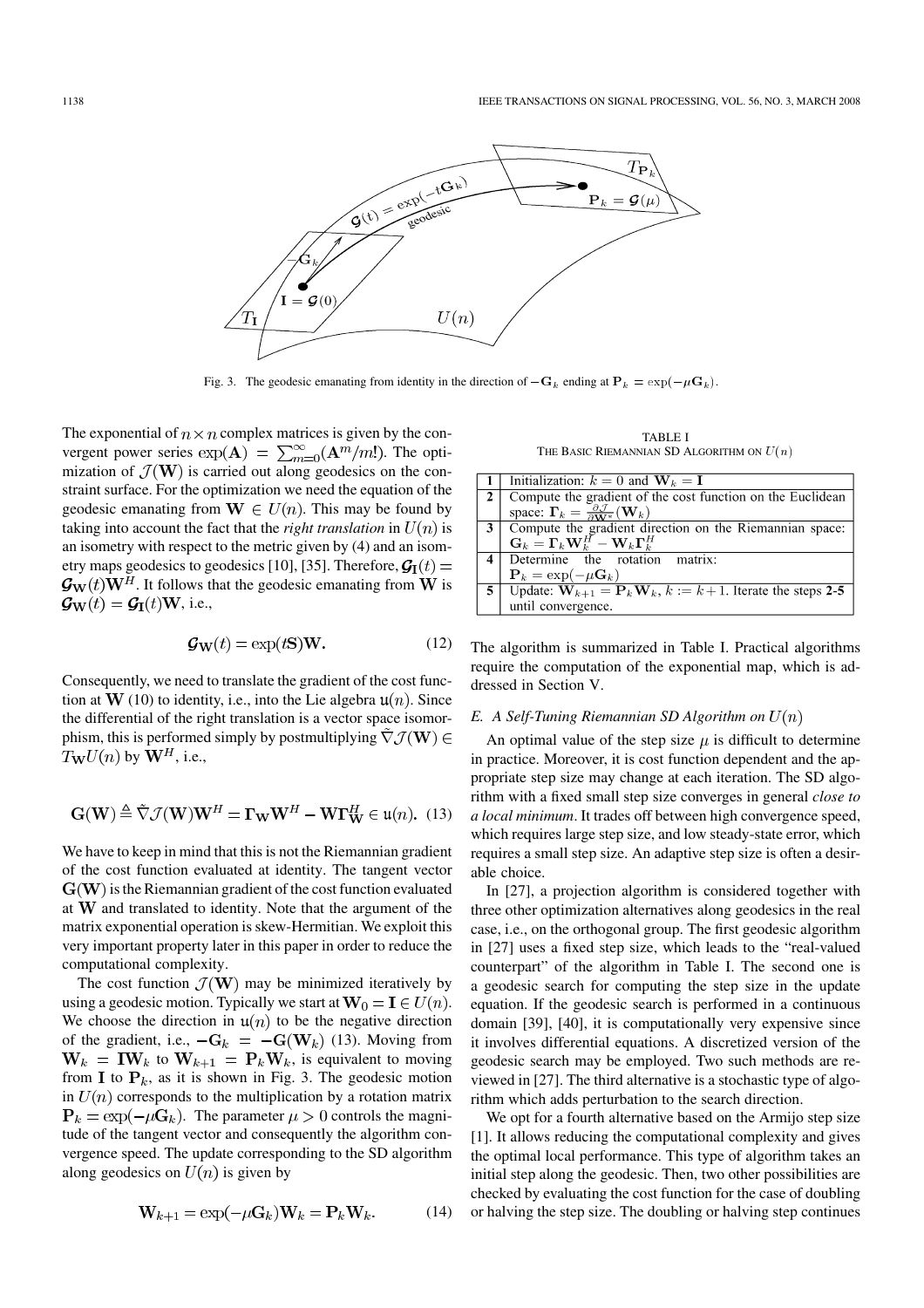Fig. 3. The geodesic emanating from identity in the direction of $-\mathbf{G}_k$ ending at $\mathbf{P}_k = \exp(-\mu \mathbf{G}_k)$.

The exponential of $n \times n$ complex matrices is given by the convergent power series $\exp(\mathbf{A}) = \sum_{m=0}^{\infty}(\mathbf{A}^m/m!)$. The optimization of $\mathcal{J}(\mathbf{W})$ is carried out along geodesics on the constraint surface. For the optimization we need the equation of the geodesic emanating from $\mathbf{W} \in U(n)$. This may be found by taking into account the fact that the *right translation* in $U(n)$ is an isometry with respect to the metric given by (4) and an isometry maps geodesics to geodesics [10], [35]. Therefore, $\mathcal{G}_{\mathbf{I}}(t) = \mathcal{G}_{\mathbf{W}}(t)\mathbf{W}^H$. It follows that the geodesic emanating from $\mathbf{W}$ is $\mathcal{G}_{\mathbf{W}}(t) = \mathcal{G}_{\mathbf{I}}(t)\mathbf{W}$, i.e.,

$$\mathcal{G}_{\mathbf{W}}(t) = \exp(t\mathbf{S})\mathbf{W}. \tag{12}$$

Consequently, we need to translate the gradient of the cost function at $\mathbf{W}$ (10) to identity, i.e., into the Lie algebra $\mathfrak{u}(n)$. Since the differential of the right translation is a vector space isomorphism, this is performed simply by postmultiplying $\tilde{\nabla}\mathcal{J}(\mathbf{W}) \in T_{\mathbf{W}}U(n)$ by $\mathbf{W}^H$, i.e.,

$$\mathbf{G}(\mathbf{W}) \triangleq \tilde{\nabla}\mathcal{J}(\mathbf{W})\mathbf{W}^H = \mathbf{\Gamma}_{\mathbf{W}}\mathbf{W}^H - \mathbf{W}\mathbf{\Gamma}_{\mathbf{W}}^H \in \mathfrak{u}(n). \tag{13}$$

We have to keep in mind that this is not the Riemannian gradient of the cost function evaluated at identity. The tangent vector $\mathbf{G}(\mathbf{W})$ is the Riemannian gradient of the cost function evaluated at $\mathbf{W}$ and translated to identity. Note that the argument of the matrix exponential operation is skew-Hermitian. We exploit this very important property later in this paper in order to reduce the computational complexity.

The cost function $\mathcal{J}(\mathbf{W})$ may be minimized iteratively by using a geodesic motion. Typically we start at $\mathbf{W}_0 = \mathbf{I} \in U(n)$. We choose the direction in $\mathfrak{u}(n)$ to be the negative direction of the gradient, i.e., $-\mathbf{G}_k = -\mathbf{G}(\mathbf{W}_k)$ (13). Moving from $\mathbf{W}_k = \mathbf{I}\mathbf{W}_k$ to $\mathbf{W}_{k+1} = \mathbf{P}_k\mathbf{W}_k$, is equivalent to moving from $\mathbf{I}$ to $\mathbf{P}_k$, as it is shown in Fig. 3. The geodesic motion in $U(n)$ corresponds to the multiplication by a rotation matrix $\mathbf{P}_k = \exp(-\mu\mathbf{G}_k)$. The parameter $\mu > 0$ controls the magnitude of the tangent vector and consequently the algorithm convergence speed. The update corresponding to the SD algorithm along geodesics on $U(n)$ is given by

$$\mathbf{W}_{k+1} = \exp(-\mu\mathbf{G}_k)\mathbf{W}_k = \mathbf{P}_k\mathbf{W}_k. \tag{14}$$

TABLE I
THE BASIC RIEMANNIAN SD ALGORITHM ON $U(n)$

| | |
|---|---|
| **1** | Initialization: $k = 0$ and $\mathbf{W}_k = \mathbf{I}$ |
| **2** | Compute the gradient of the cost function on the Euclidean space: $\mathbf{\Gamma}_k = \frac{\partial \mathcal{J}}{\partial \mathbf{W}^*}(\mathbf{W}_k)$ |
| **3** | Compute the gradient direction on the Riemannian space: $\mathbf{G}_k = \mathbf{\Gamma}_k\mathbf{W}_k^H - \mathbf{W}_k\mathbf{\Gamma}_k^H$ |
| **4** | Determine the rotation matrix: $\mathbf{P}_k = \exp(-\mu\mathbf{G}_k)$ |
| **5** | Update: $\mathbf{W}_{k+1} = \mathbf{P}_k\mathbf{W}_k$, $k := k+1$. Iterate the steps **2**-**5** until convergence. |

The algorithm is summarized in Table I. Practical algorithms require the computation of the exponential map, which is addressed in Section V.

### E. A Self-Tuning Riemannian SD Algorithm on $U(n)$

An optimal value of the step size $\mu$ is difficult to determine in practice. Moreover, it is cost function dependent and the appropriate step size may change at each iteration. The SD algorithm with a fixed small step size converges in general *close to a local minimum*. It trades off between high convergence speed, which requires large step size, and low steady-state error, which requires a small step size. An adaptive step size is often a desirable choice.

In [27], a projection algorithm is considered together with three other optimization alternatives along geodesics in the real case, i.e., on the orthogonal group. The first geodesic algorithm in [27] uses a fixed step size, which leads to the "real-valued counterpart" of the algorithm in Table I. The second one is a geodesic search for computing the step size in the update equation. If the geodesic search is performed in a continuous domain [39], [40], it is computationally very expensive since it involves differential equations. A discretized version of the geodesic search may be employed. Two such methods are reviewed in [27]. The third alternative is a stochastic type of algorithm which adds perturbation to the search direction.

We opt for a fourth alternative based on the Armijo step size [1]. It allows reducing the computational complexity and gives the optimal local performance. This type of algorithm takes an initial step along the geodesic. Then, two other possibilities are checked by evaluating the cost function for the case of doubling or halving the step size. The doubling or halving step continues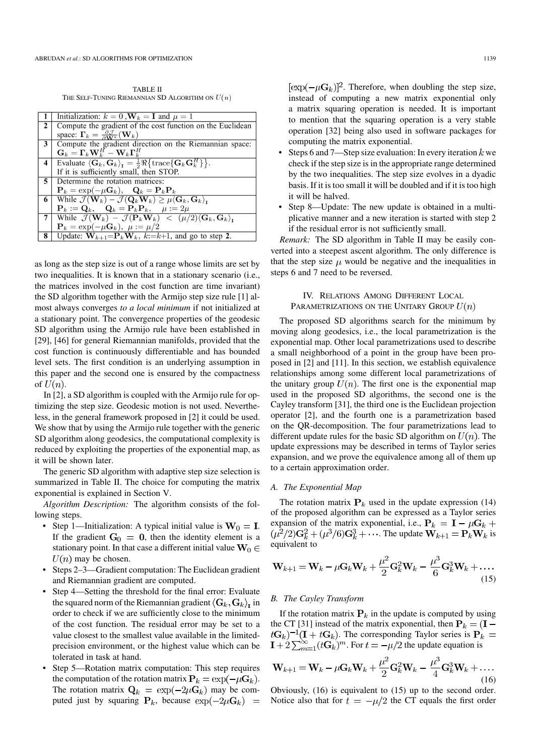TABLE II
THE SELF-TUNING RIEMANNIAN SD ALGORITHM ON $U(n)$

| | |
|---|---|
| **1** | Initialization: $k=0$, $\mathbf{W}_k=\mathbf{I}$ and $\mu=1$ |
| **2** | Compute the gradient of the cost function on the Euclidean space: $\mathbf{\Gamma}_k=\frac{\partial \mathcal{J}}{\partial \mathbf{W}^*}(\mathbf{W}_k)$ |
| **3** | Compute the gradient direction on the Riemannian space: $\mathbf{G}_k=\mathbf{\Gamma}_k\mathbf{W}_k^H-\mathbf{W}_k\mathbf{\Gamma}_k^H$ |
| **4** | Evaluate $\langle \mathbf{G}_k,\mathbf{G}_k\rangle_{\mathbf{I}}=\frac{1}{2}\Re\{\mathrm{trace}\{\mathbf{G}_k\mathbf{G}_k^H\}\}$. If it is sufficiently small, then STOP. |
| **5** | Determine the rotation matrices: $\mathbf{P}_k=\exp(-\mu\mathbf{G}_k)$, $\mathbf{Q}_k=\mathbf{P}_k\mathbf{P}_k$ |
| **6** | While $\mathcal{J}(\mathbf{W}_k)-\mathcal{J}(\mathbf{Q}_k\mathbf{W}_k)\geq\mu\langle\mathbf{G}_k,\mathbf{G}_k\rangle_{\mathbf{I}}$ $\mathbf{P}_k:=\mathbf{Q}_k$, $\mathbf{Q}_k=\mathbf{P}_k\mathbf{P}_k$, $\mu:=2\mu$ |
| **7** | While $\mathcal{J}(\mathbf{W}_k)-\mathcal{J}(\mathbf{P}_k\mathbf{W}_k)<(\mu/2)\langle\mathbf{G}_k,\mathbf{G}_k\rangle_{\mathbf{I}}$ $\mathbf{P}_k=\exp(-\mu\mathbf{G}_k)$, $\mu:=\mu/2$ |
| **8** | Update: $\mathbf{W}_{k+1}=\mathbf{P}_k\mathbf{W}_k$, $k{:=}k{+}1$, and go to step **2**. |

as long as the step size is out of a range whose limits are set by two inequalities. It is known that in a stationary scenario (i.e., the matrices involved in the cost function are time invariant) the SD algorithm together with the Armijo step size rule [1] almost always converges *to a local minimum* if not initialized at a stationary point. The convergence properties of the geodesic SD algorithm using the Armijo rule have been established in [29], [46] for general Riemannian manifolds, provided that the cost function is continuously differentiable and has bounded level sets. The first condition is an underlying assumption in this paper and the second one is ensured by the compactness of $U(n)$.

In [2], a SD algorithm is coupled with the Armijo rule for optimizing the step size. Geodesic motion is not used. Nevertheless, in the general framework proposed in [2] it could be used. We show that by using the Armijo rule together with the generic SD algorithm along geodesics, the computational complexity is reduced by exploiting the properties of the exponential map, as it will be shown later.

The generic SD algorithm with adaptive step size selection is summarized in Table II. The choice for computing the matrix exponential is explained in Section V.

*Algorithm Description:* The algorithm consists of the following steps.

- Step 1—Initialization: A typical initial value is $\mathbf{W}_0=\mathbf{I}$. If the gradient $\mathbf{G}_0=\mathbf{0}$, then the identity element is a stationary point. In that case a different initial value $\mathbf{W}_0\in U(n)$ may be chosen.
- Steps 2–3—Gradient computation: The Euclidean gradient and Riemannian gradient are computed.
- Step 4—Setting the threshold for the final error: Evaluate the squared norm of the Riemannian gradient $\langle \mathbf{G}_k,\mathbf{G}_k\rangle_{\mathbf{I}}$ in order to check if we are sufficiently close to the minimum of the cost function. The residual error may be set to a value closest to the smallest value available in the limited-precision environment, or the highest value which can be tolerated in task at hand.
- Step 5—Rotation matrix computation: This step requires the computation of the rotation matrix $\mathbf{P}_k=\exp(-\mu\mathbf{G}_k)$. The rotation matrix $\mathbf{Q}_k=\exp(-2\mu\mathbf{G}_k)$ may be computed just by squaring $\mathbf{P}_k$, because $\exp(-2\mu\mathbf{G}_k)=[\exp(-\mu\mathbf{G}_k)]^2$. Therefore, when doubling the step size, instead of computing a new matrix exponential only a matrix squaring operation is needed. It is important to mention that the squaring operation is a very stable operation [32] being also used in software packages for computing the matrix exponential.
- Steps 6 and 7—Step size evaluation: In every iteration $k$ we check if the step size is in the appropriate range determined by the two inequalities. The step size evolves in a dyadic basis. If it is too small it will be doubled and if it is too high it will be halved.
- Step 8—Update: The new update is obtained in a multiplicative manner and a new iteration is started with step 2 if the residual error is not sufficiently small.

*Remark:* The SD algorithm in Table II may be easily converted into a steepest ascent algorithm. The only difference is that the step size $\mu$ would be negative and the inequalities in steps 6 and 7 need to be reversed.

## IV. RELATIONS AMONG DIFFERENT LOCAL PARAMETRIZATIONS ON THE UNITARY GROUP $U(n)$

The proposed SD algorithms search for the minimum by moving along geodesics, i.e., the local parametrization is the exponential map. Other local parametrizations used to describe a small neighborhood of a point in the group have been proposed in [2] and [11]. In this section, we establish equivalence relationships among some different local parametrizations of the unitary group $U(n)$. The first one is the exponential map used in the proposed SD algorithms, the second one is the Cayley transform [31], the third one is the Euclidean projection operator [2], and the fourth one is a parametrization based on the QR-decomposition. The four parametrizations lead to different update rules for the basic SD algorithm on $U(n)$. The update expressions may be described in terms of Taylor series expansion, and we prove the equivalence among all of them up to a certain approximation order.

### A. The Exponential Map

The rotation matrix $\mathbf{P}_k$ used in the update expression (14) of the proposed algorithm can be expressed as a Taylor series expansion of the matrix exponential, i.e., $\mathbf{P}_k=\mathbf{I}-\mu\mathbf{G}_k+(\mu^2/2)\mathbf{G}_k^2+(\mu^3/6)\mathbf{G}_k^3+\cdots$. The update $\mathbf{W}_{k+1}=\mathbf{P}_k\mathbf{W}_k$ is equivalent to

$$\mathbf{W}_{k+1}=\mathbf{W}_k-\mu\mathbf{G}_k\mathbf{W}_k+\frac{\mu^2}{2}\mathbf{G}_k^2\mathbf{W}_k-\frac{\mu^3}{6}\mathbf{G}_k^3\mathbf{W}_k+\cdots. \quad (15)$$

### B. The Cayley Transform

If the rotation matrix $\mathbf{P}_k$ in the update is computed by using the CT [31] instead of the matrix exponential, then $\mathbf{P}_k=(\mathbf{I}-t\mathbf{G}_k)^{-1}(\mathbf{I}+t\mathbf{G}_k)$. The corresponding Taylor series is $\mathbf{P}_k=\mathbf{I}+2\sum_{m=1}^{\infty}(t\mathbf{G}_k)^m$. For $t=-\mu/2$ the update equation is

$$\mathbf{W}_{k+1}=\mathbf{W}_k-\mu\mathbf{G}_k\mathbf{W}_k+\frac{\mu^2}{2}\mathbf{G}_k^2\mathbf{W}_k-\frac{\mu^3}{4}\mathbf{G}_k^3\mathbf{W}_k+\cdots. \quad (16)$$

Obviously, (16) is equivalent to (15) up to the second order. Notice also that for $t=-\mu/2$ the CT equals the first order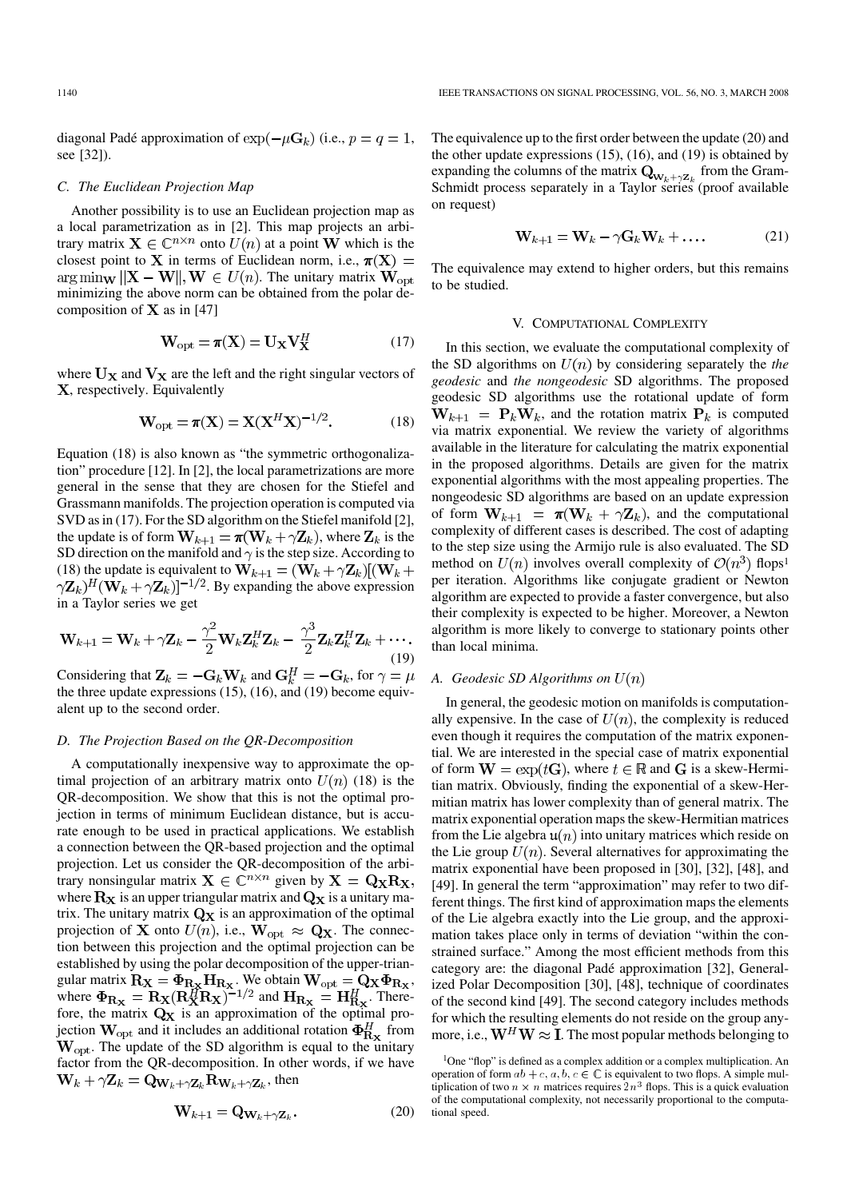diagonal Padé approximation of $\exp(-\mu\mathbf{G}_k)$ (i.e., $p = q = 1$, see [32]).

### C. The Euclidean Projection Map

Another possibility is to use an Euclidean projection map as a local parametrization as in [2]. This map projects an arbitrary matrix $\mathbf{X} \in \mathbb{C}^{n\times n}$ onto $U(n)$ at a point $\mathbf{W}$ which is the closest point to $\mathbf{X}$ in terms of Euclidean norm, i.e., $\boldsymbol{\pi}(\mathbf{X}) = \arg\min_{\mathbf{W}} \|\mathbf{X} - \mathbf{W}\|, \mathbf{W} \in U(n)$. The unitary matrix $\mathbf{W}_{\text{opt}}$ minimizing the above norm can be obtained from the polar decomposition of $\mathbf{X}$ as in [47]

$$\mathbf{W}_{\text{opt}} = \boldsymbol{\pi}(\mathbf{X}) = \mathbf{U}_{\mathbf{X}}\mathbf{V}_{\mathbf{X}}^H \tag{17}$$

where $\mathbf{U}_{\mathbf{X}}$ and $\mathbf{V}_{\mathbf{X}}$ are the left and the right singular vectors of $\mathbf{X}$, respectively. Equivalently

$$\mathbf{W}_{\text{opt}} = \boldsymbol{\pi}(\mathbf{X}) = \mathbf{X}(\mathbf{X}^H\mathbf{X})^{-1/2}. \tag{18}$$

Equation (18) is also known as "the symmetric orthogonalization" procedure [12]. In [2], the local parametrizations are more general in the sense that they are chosen for the Stiefel and Grassmann manifolds. The projection operation is computed via SVD as in (17). For the SD algorithm on the Stiefel manifold [2], the update is of form $\mathbf{W}_{k+1} = \boldsymbol{\pi}(\mathbf{W}_k + \gamma\mathbf{Z}_k)$, where $\mathbf{Z}_k$ is the SD direction on the manifold and $\gamma$ is the step size. According to (18) the update is equivalent to $\mathbf{W}_{k+1} = (\mathbf{W}_k + \gamma\mathbf{Z}_k)[(\mathbf{W}_k + \gamma\mathbf{Z}_k)^H(\mathbf{W}_k + \gamma\mathbf{Z}_k)]^{-1/2}$. By expanding the above expression in a Taylor series we get

$$\mathbf{W}_{k+1} = \mathbf{W}_k + \gamma\mathbf{Z}_k - \frac{\gamma^2}{2}\mathbf{W}_k\mathbf{Z}_k^H\mathbf{Z}_k - \frac{\gamma^3}{2}\mathbf{Z}_k\mathbf{Z}_k^H\mathbf{Z}_k + \cdots. \tag{19}$$

Considering that $\mathbf{Z}_k = -\mathbf{G}_k\mathbf{W}_k$ and $\mathbf{G}_k^H = -\mathbf{G}_k$, for $\gamma = \mu$ the three update expressions (15), (16), and (19) become equivalent up to the second order.

### D. The Projection Based on the QR-Decomposition

A computationally inexpensive way to approximate the optimal projection of an arbitrary matrix onto $U(n)$ (18) is the QR-decomposition. We show that this is not the optimal projection in terms of minimum Euclidean distance, but is accurate enough to be used in practical applications. We establish a connection between the QR-based projection and the optimal projection. Let us consider the QR-decomposition of the arbitrary nonsingular matrix $\mathbf{X} \in \mathbb{C}^{n\times n}$ given by $\mathbf{X} = \mathbf{Q}_{\mathbf{X}}\mathbf{R}_{\mathbf{X}}$, where $\mathbf{R}_{\mathbf{X}}$ is an upper triangular matrix and $\mathbf{Q}_{\mathbf{X}}$ is a unitary matrix. The unitary matrix $\mathbf{Q}_{\mathbf{X}}$ is an approximation of the optimal projection of $\mathbf{X}$ onto $U(n)$, i.e., $\mathbf{W}_{\text{opt}} \approx \mathbf{Q}_{\mathbf{X}}$. The connection between this projection and the optimal projection can be established by using the polar decomposition of the upper-triangular matrix $\mathbf{R}_{\mathbf{X}} = \boldsymbol{\Phi}_{\mathbf{R}_{\mathbf{X}}}\mathbf{H}_{\mathbf{R}_{\mathbf{X}}}$. We obtain $\mathbf{W}_{\text{opt}} = \mathbf{Q}_{\mathbf{X}}\boldsymbol{\Phi}_{\mathbf{R}_{\mathbf{X}}}$, where $\boldsymbol{\Phi}_{\mathbf{R}_{\mathbf{X}}} = \mathbf{R}_{\mathbf{X}}(\mathbf{R}_{\mathbf{X}}^H\mathbf{R}_{\mathbf{X}})^{-1/2}$ and $\mathbf{H}_{\mathbf{R}_{\mathbf{X}}} = \mathbf{H}_{\mathbf{R}_{\mathbf{X}}}^H$. Therefore, the matrix $\mathbf{Q}_{\mathbf{X}}$ is an approximation of the optimal projection $\mathbf{W}_{\text{opt}}$ and it includes an additional rotation $\boldsymbol{\Phi}_{\mathbf{R}_{\mathbf{X}}}^H$ from $\mathbf{W}_{\text{opt}}$. The update of the SD algorithm is equal to the unitary factor from the QR-decomposition. In other words, if we have $\mathbf{W}_k + \gamma\mathbf{Z}_k = \mathbf{Q}_{\mathbf{W}_k+\gamma\mathbf{Z}_k}\mathbf{R}_{\mathbf{W}_k+\gamma\mathbf{Z}_k}$, then

$$\mathbf{W}_{k+1} = \mathbf{Q}_{\mathbf{W}_k+\gamma\mathbf{Z}_k}. \tag{20}$$

The equivalence up to the first order between the update (20) and the other update expressions (15), (16), and (19) is obtained by expanding the columns of the matrix $\mathbf{Q}_{\mathbf{W}_k+\gamma\mathbf{Z}_k}$ from the Gram-Schmidt process separately in a Taylor series (proof available on request)

$$\mathbf{W}_{k+1} = \mathbf{W}_k - \gamma\mathbf{G}_k\mathbf{W}_k + \ldots. \tag{21}$$

The equivalence may extend to higher orders, but this remains to be studied.

## V. Computational Complexity

In this section, we evaluate the computational complexity of the SD algorithms on $U(n)$ by considering separately the *the geodesic* and *the nongeodesic* SD algorithms. The proposed geodesic SD algorithms use the rotational update of form $\mathbf{W}_{k+1} = \mathbf{P}_k\mathbf{W}_k$, and the rotation matrix $\mathbf{P}_k$ is computed via matrix exponential. We review the variety of algorithms available in the literature for calculating the matrix exponential in the proposed algorithms. Details are given for the matrix exponential algorithms with the most appealing properties. The nongeodesic SD algorithms are based on an update expression of form $\mathbf{W}_{k+1} = \boldsymbol{\pi}(\mathbf{W}_k + \gamma\mathbf{Z}_k)$, and the computational complexity of different cases is described. The cost of adapting to the step size using the Armijo rule is also evaluated. The SD method on $U(n)$ involves overall complexity of $\mathcal{O}(n^3)$ flops[1] per iteration. Algorithms like conjugate gradient or Newton algorithm are expected to provide a faster convergence, but also their complexity is expected to be higher. Moreover, a Newton algorithm is more likely to converge to stationary points other than local minima.

### A. Geodesic SD Algorithms on $U(n)$

In general, the geodesic motion on manifolds is computationally expensive. In the case of $U(n)$, the complexity is reduced even though it requires the computation of the matrix exponential. We are interested in the special case of matrix exponential of form $\mathbf{W} = \exp(t\mathbf{G})$, where $t \in \mathbb{R}$ and $\mathbf{G}$ is a skew-Hermitian matrix. Obviously, finding the exponential of a skew-Hermitian matrix has lower complexity than of general matrix. The matrix exponential operation maps the skew-Hermitian matrices from the Lie algebra $\mathfrak{u}(n)$ into unitary matrices which reside on the Lie group $U(n)$. Several alternatives for approximating the matrix exponential have been proposed in [30], [32], [48], and [49]. In general the term "approximation" may refer to two different things. The first kind of approximation maps the elements of the Lie algebra exactly into the Lie group, and the approximation takes place only in terms of deviation "within the constrained surface." Among the most efficient methods from this category are: the diagonal Padé approximation [32], Generalized Polar Decomposition [30], [48], technique of coordinates of the second kind [49]. The second category includes methods for which the resulting elements do not reside on the group anymore, i.e., $\mathbf{W}^H\mathbf{W} \approx \mathbf{I}$. The most popular methods belonging to

[1] One "flop" is defined as a complex addition or a complex multiplication. An operation of form $ab + c$, $a, b, c \in \mathbb{C}$ is equivalent to two flops. A simple multiplication of two $n \times n$ matrices requires $2n^3$ flops. This is a quick evaluation of the computational complexity, not necessarily proportional to the computational speed.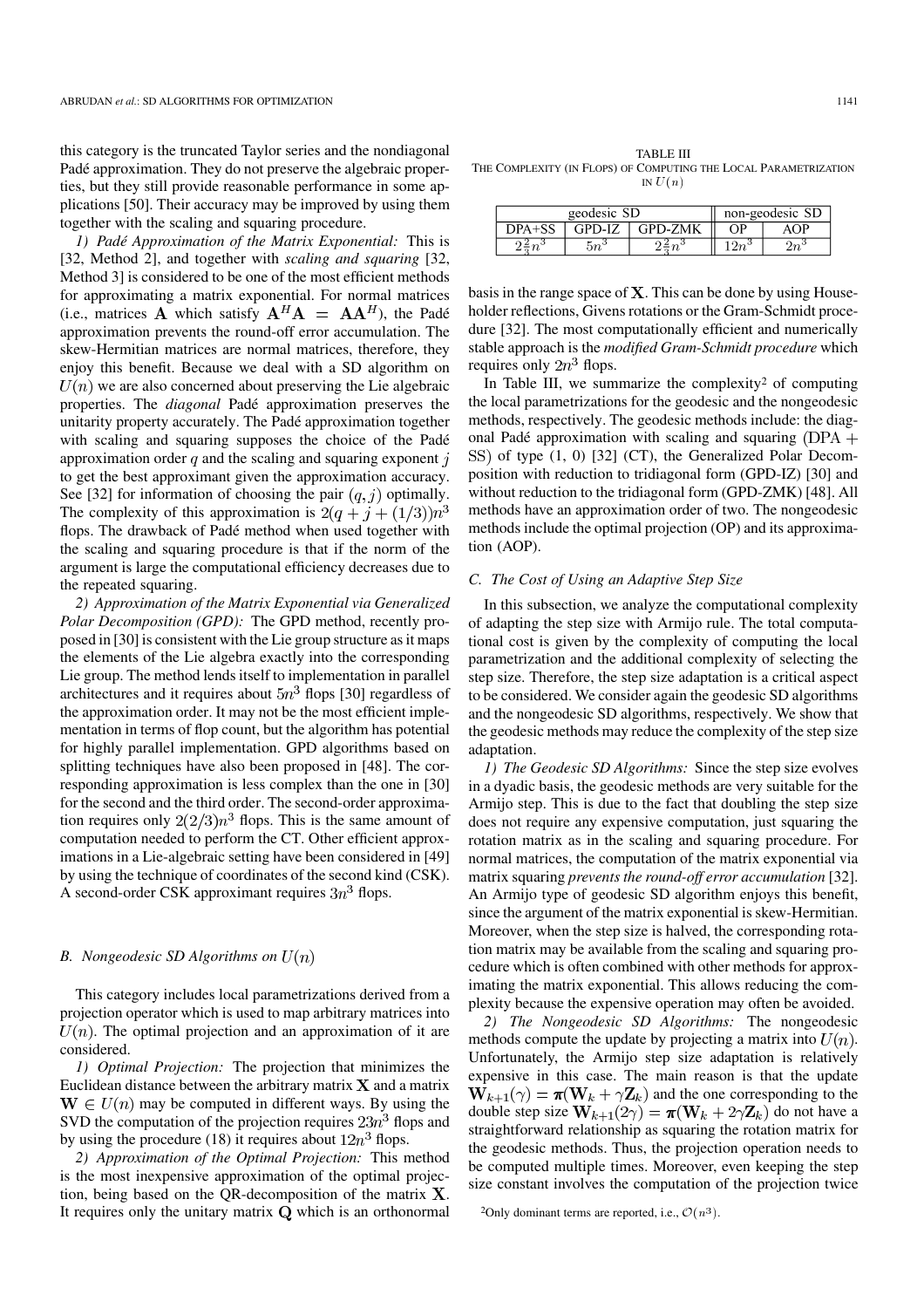this category is the truncated Taylor series and the nondiagonal Padé approximation. They do not preserve the algebraic properties, but they still provide reasonable performance in some applications [50]. Their accuracy may be improved by using them together with the scaling and squaring procedure.

*1) Padé Approximation of the Matrix Exponential:* This is [32, Method 2], and together with *scaling and squaring* [32, Method 3] is considered to be one of the most efficient methods for approximating a matrix exponential. For normal matrices (i.e., matrices $\mathbf{A}$ which satisfy $\mathbf{A}^H\mathbf{A} = \mathbf{A}\mathbf{A}^H$), the Padé approximation prevents the round-off error accumulation. The skew-Hermitian matrices are normal matrices, therefore, they enjoy this benefit. Because we deal with a SD algorithm on $U(n)$ we are also concerned about preserving the Lie algebraic properties. The *diagonal* Padé approximation preserves the unitarity property accurately. The Padé approximation together with scaling and squaring supposes the choice of the Padé approximation order $q$ and the scaling and squaring exponent $j$ to get the best approximant given the approximation accuracy. See [32] for information of choosing the pair $(q, j)$ optimally. The complexity of this approximation is $2(q + j + (1/3))n^3$ flops. The drawback of Padé method when used together with the scaling and squaring procedure is that if the norm of the argument is large the computational efficiency decreases due to the repeated squaring.

*2) Approximation of the Matrix Exponential via Generalized Polar Decomposition (GPD):* The GPD method, recently proposed in [30] is consistent with the Lie group structure as it maps the elements of the Lie algebra exactly into the corresponding Lie group. The method lends itself to implementation in parallel architectures and it requires about $5n^3$ flops [30] regardless of the approximation order. It may not be the most efficient implementation in terms of flop count, but the algorithm has potential for highly parallel implementation. GPD algorithms based on splitting techniques have also been proposed in [48]. The corresponding approximation is less complex than the one in [30] for the second and the third order. The second-order approximation requires only $2(2/3)n^3$ flops. This is the same amount of computation needed to perform the CT. Other efficient approximations in a Lie-algebraic setting have been considered in [49] by using the technique of coordinates of the second kind (CSK). A second-order CSK approximant requires $3n^3$ flops.

### B. Nongeodesic SD Algorithms on $U(n)$

This category includes local parametrizations derived from a projection operator which is used to map arbitrary matrices into $U(n)$. The optimal projection and an approximation of it are considered.

*1) Optimal Projection:* The projection that minimizes the Euclidean distance between the arbitrary matrix $\mathbf{X}$ and a matrix $\mathbf{W} \in U(n)$ may be computed in different ways. By using the SVD the computation of the projection requires $23n^3$ flops and by using the procedure (18) it requires about $12n^3$ flops.

*2) Approximation of the Optimal Projection:* This method is the most inexpensive approximation of the optimal projection, being based on the QR-decomposition of the matrix $\mathbf{X}$. It requires only the unitary matrix $\mathbf{Q}$ which is an orthonormal basis in the range space of $\mathbf{X}$. This can be done by using Householder reflections, Givens rotations or the Gram-Schmidt procedure [32]. The most computationally efficient and numerically stable approach is the *modified Gram-Schmidt procedure* which requires only $2n^3$ flops.

TABLE III
THE COMPLEXITY (IN FLOPS) OF COMPUTING THE LOCAL PARAMETRIZATION IN $U(n)$

| geodesic SD | | | non-geodesic SD | |
|---|---|---|---|---|
| DPA+SS | GPD-IZ | GPD-ZMK | OP | AOP |
| $2\frac{2}{3}n^3$ | $5n^3$ | $2\frac{2}{3}n^3$ | $12n^3$ | $2n^3$ |

In Table III, we summarize the complexity[2] of computing the local parametrizations for the geodesic and the nongeodesic methods, respectively. The geodesic methods include: the diagonal Padé approximation with scaling and squaring (DPA + SS) of type (1, 0) [32] (CT), the Generalized Polar Decomposition with reduction to tridiagonal form (GPD-IZ) [30] and without reduction to the tridiagonal form (GPD-ZMK) [48]. All methods have an approximation order of two. The nongeodesic methods include the optimal projection (OP) and its approximation (AOP).

### C. The Cost of Using an Adaptive Step Size

In this subsection, we analyze the computational complexity of adapting the step size with Armijo rule. The total computational cost is given by the complexity of computing the local parametrization and the additional complexity of selecting the step size. Therefore, the step size adaptation is a critical aspect to be considered. We consider again the geodesic SD algorithms and the nongeodesic SD algorithms, respectively. We show that the geodesic methods may reduce the complexity of the step size adaptation.

*1) The Geodesic SD Algorithms:* Since the step size evolves in a dyadic basis, the geodesic methods are very suitable for the Armijo step. This is due to the fact that doubling the step size does not require any expensive computation, just squaring the rotation matrix as in the scaling and squaring procedure. For normal matrices, the computation of the matrix exponential via matrix squaring *prevents the round-off error accumulation* [32]. An Armijo type of geodesic SD algorithm enjoys this benefit, since the argument of the matrix exponential is skew-Hermitian. Moreover, when the step size is halved, the corresponding rotation matrix may be available from the scaling and squaring procedure which is often combined with other methods for approximating the matrix exponential. This allows reducing the complexity because the expensive operation may often be avoided.

*2) The Nongeodesic SD Algorithms:* The nongeodesic methods compute the update by projecting a matrix into $U(n)$. Unfortunately, the Armijo step size adaptation is relatively expensive in this case. The main reason is that the update $\mathbf{W}_{k+1}(\gamma) = \boldsymbol{\pi}(\mathbf{W}_k + \gamma\mathbf{Z}_k)$ and the one corresponding to the double step size $\mathbf{W}_{k+1}(2\gamma) = \boldsymbol{\pi}(\mathbf{W}_k + 2\gamma\mathbf{Z}_k)$ do not have a straightforward relationship as squaring the rotation matrix for the geodesic methods. Thus, the projection operation needs to be computed multiple times. Moreover, even keeping the step size constant involves the computation of the projection twice

[2]Only dominant terms are reported, i.e., $\mathcal{O}(n^3)$.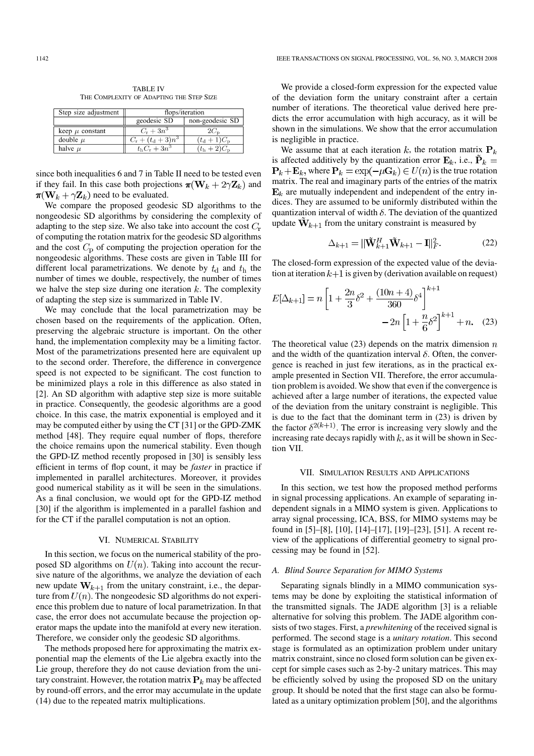TABLE IV
THE COMPLEXITY OF ADAPTING THE STEP SIZE

| Step size adjustment | flops/iteration | |
|---|---|---|
| | geodesic SD | non-geodesic SD |
| keep $\mu$ constant | $C_{\rm r} + 3n^3$ | $2C_{\rm p}$ |
| double $\mu$ | $C_{\rm r} + (t_{\rm d} + 3)n^3$ | $(t_{\rm d} + 1)C_{\rm p}$ |
| halve $\mu$ | $t_{\rm h}C_{\rm r} + 3n^3$ | $(t_{\rm h} + 2)C_{\rm p}$ |

since both inequalities 6 and 7 in Table II need to be tested even if they fail. In this case both projections $\boldsymbol{\pi}(\mathbf{W}_k + 2\gamma\mathbf{Z}_k)$ and $\boldsymbol{\pi}(\mathbf{W}_k + \gamma\mathbf{Z}_k)$ need to be evaluated.

We compare the proposed geodesic SD algorithms to the nongeodesic SD algorithms by considering the complexity of adapting to the step size. We also take into account the cost $C_{\rm r}$ of computing the rotation matrix for the geodesic SD algorithms and the cost $C_{\rm p}$ of computing the projection operation for the nongeodesic algorithms. These costs are given in Table III for different local parametrizations. We denote by $t_{\rm d}$ and $t_{\rm h}$ the number of times we double, respectively, the number of times we halve the step size during one iteration $k$. The complexity of adapting the step size is summarized in Table IV.

We may conclude that the local parametrization may be chosen based on the requirements of the application. Often, preserving the algebraic structure is important. On the other hand, the implementation complexity may be a limiting factor. Most of the parametrizations presented here are equivalent up to the second order. Therefore, the difference in convergence speed is not expected to be significant. The cost function to be minimized plays a role in this difference as also stated in [2]. An SD algorithm with adaptive step size is more suitable in practice. Consequently, the geodesic algorithms are a good choice. In this case, the matrix exponential is employed and it may be computed either by using the CT [31] or the GPD-ZMK method [48]. They require equal number of flops, therefore the choice remains upon the numerical stability. Even though the GPD-IZ method recently proposed in [30] is sensibly less efficient in terms of flop count, it may be *faster* in practice if implemented in parallel architectures. Moreover, it provides good numerical stability as it will be seen in the simulations. As a final conclusion, we would opt for the GPD-IZ method [30] if the algorithm is implemented in a parallel fashion and for the CT if the parallel computation is not an option.

## VI. Numerical Stability

In this section, we focus on the numerical stability of the proposed SD algorithms on $U(n)$. Taking into account the recursive nature of the algorithms, we analyze the deviation of each new update $\mathbf{W}_{k+1}$ from the unitary constraint, i.e., the departure from $U(n)$. The nongeodesic SD algorithms do not experience this problem due to nature of local parametrization. In that case, the error does not accumulate because the projection operator maps the update into the manifold at every new iteration. Therefore, we consider only the geodesic SD algorithms.

The methods proposed here for approximating the matrix exponential map the elements of the Lie algebra exactly into the Lie group, therefore they do not cause deviation from the unitary constraint. However, the rotation matrix $\mathbf{P}_k$ may be affected by round-off errors, and the error may accumulate in the update (14) due to the repeated matrix multiplications.

We provide a closed-form expression for the expected value of the deviation form the unitary constraint after a certain number of iterations. The theoretical value derived here predicts the error accumulation with high accuracy, as it will be shown in the simulations. We show that the error accumulation is negligible in practice.

We assume that at each iteration $k$, the rotation matrix $\mathbf{P}_k$ is affected additively by the quantization error $\mathbf{E}_k$, i.e., $\tilde{\mathbf{P}}_k = \mathbf{P}_k + \mathbf{E}_k$, where $\mathbf{P}_k = \exp(-\mu\mathbf{G}_k) \in U(n)$ is the true rotation matrix. The real and imaginary parts of the entries of the matrix $\mathbf{E}_k$ are mutually independent and independent of the entry indices. They are assumed to be uniformly distributed within the quantization interval of width $\delta$. The deviation of the quantized update $\tilde{\mathbf{W}}_{k+1}$ from the unitary constraint is measured by

$$\Delta_{k+1} = \|\tilde{\mathbf{W}}_{k+1}^H \tilde{\mathbf{W}}_{k+1} - \mathbf{I}\|_F^2. \tag{22}$$

The closed-form expression of the expected value of the deviation at iteration $k+1$ is given by (derivation available on request)

$$E[\Delta_{k+1}] = n\left[1 + \frac{2n}{3}\delta^2 + \frac{(10n+4)}{360}\delta^4\right]^{k+1} - 2n\left[1 + \frac{n}{6}\delta^2\right]^{k+1} + n. \tag{23}$$

The theoretical value (23) depends on the matrix dimension $n$ and the width of the quantization interval $\delta$. Often, the convergence is reached in just few iterations, as in the practical example presented in Section VII. Therefore, the error accumulation problem is avoided. We show that even if the convergence is achieved after a large number of iterations, the expected value of the deviation from the unitary constraint is negligible. This is due to the fact that the dominant term in (23) is driven by the factor $\delta^{2(k+1)}$. The error is increasing very slowly and the increasing rate decays rapidly with $k$, as it will be shown in Section VII.

## VII. Simulation Results and Applications

In this section, we test how the proposed method performs in signal processing applications. An example of separating independent signals in a MIMO system is given. Applications to array signal processing, ICA, BSS, for MIMO systems may be found in [5]–[8], [10], [14]–[17], [19]–[23], [51]. A recent review of the applications of differential geometry to signal processing may be found in [52].

### A. Blind Source Separation for MIMO Systems

Separating signals blindly in a MIMO communication systems may be done by exploiting the statistical information of the transmitted signals. The JADE algorithm [3] is a reliable alternative for solving this problem. The JADE algorithm consists of two stages. First, a *prewhitening* of the received signal is performed. The second stage is a *unitary rotation*. This second stage is formulated as an optimization problem under unitary matrix constraint, since no closed form solution can be given except for simple cases such as 2-by-2 unitary matrices. This may be efficiently solved by using the proposed SD on the unitary group. It should be noted that the first stage can also be formulated as a unitary optimization problem [50], and the algorithms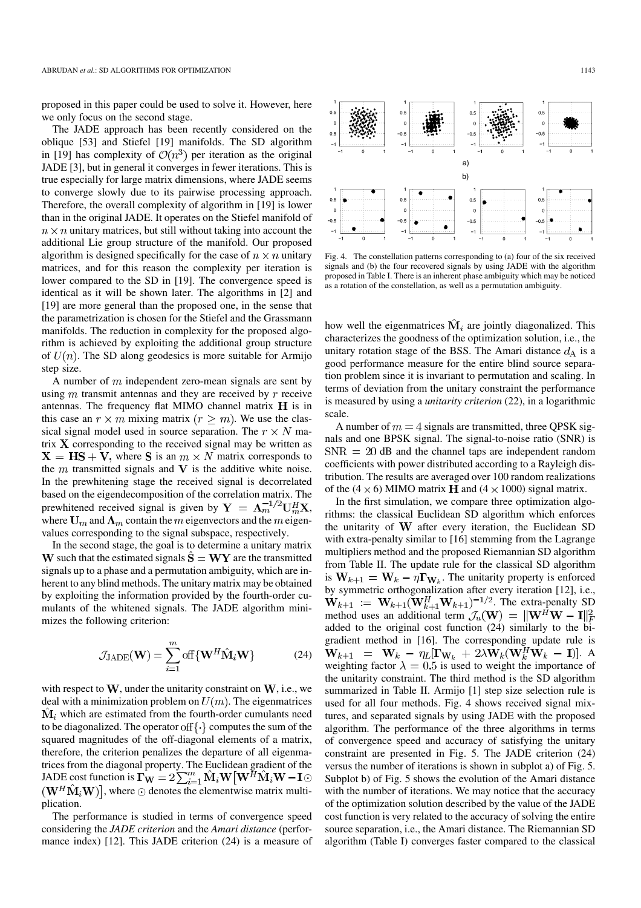proposed in this paper could be used to solve it. However, here we only focus on the second stage.

The JADE approach has been recently considered on the oblique [53] and Stiefel [19] manifolds. The SD algorithm in [19] has complexity of $\mathcal{O}(n^3)$ per iteration as the original JADE [3], but in general it converges in fewer iterations. This is true especially for large matrix dimensions, where JADE seems to converge slowly due to its pairwise processing approach. Therefore, the overall complexity of algorithm in [19] is lower than in the original JADE. It operates on the Stiefel manifold of $n \times n$ unitary matrices, but still without taking into account the additional Lie group structure of the manifold. Our proposed algorithm is designed specifically for the case of $n \times n$ unitary matrices, and for this reason the complexity per iteration is lower compared to the SD in [19]. The convergence speed is identical as it will be shown later. The algorithms in [2] and [19] are more general than the proposed one, in the sense that the parametrization is chosen for the Stiefel and the Grassmann manifolds. The reduction in complexity for the proposed algorithm is achieved by exploiting the additional group structure of $U(n)$. The SD along geodesics is more suitable for Armijo step size.

A number of $m$ independent zero-mean signals are sent by using $m$ transmit antennas and they are received by $r$ receive antennas. The frequency flat MIMO channel matrix $\mathbf{H}$ is in this case an $r \times m$ mixing matrix ($r \geq m$). We use the classical signal model used in source separation. The $r \times N$ matrix $\mathbf{X}$ corresponding to the received signal may be written as $\mathbf{X} = \mathbf{HS} + \mathbf{V}$, where $\mathbf{S}$ is an $m \times N$ matrix corresponds to the $m$ transmitted signals and $\mathbf{V}$ is the additive white noise. In the prewhitening stage the received signal is decorrelated based on the eigendecomposition of the correlation matrix. The prewhitened received signal is given by $\mathbf{Y} = \mathbf{\Lambda}_m^{-1/2}\mathbf{U}_m^H\mathbf{X}$, where $\mathbf{U}_m$ and $\mathbf{\Lambda}_m$ contain the $m$ eigenvectors and the $m$ eigenvalues corresponding to the signal subspace, respectively.

In the second stage, the goal is to determine a unitary matrix $\mathbf{W}$ such that the estimated signals $\hat{\mathbf{S}} = \mathbf{WY}$ are the transmitted signals up to a phase and a permutation ambiguity, which are inherent to any blind methods. The unitary matrix may be obtained by exploiting the information provided by the fourth-order cumulants of the whitened signals. The JADE algorithm minimizes the following criterion:

$$\mathcal{J}_{\text{JADE}}(\mathbf{W}) = \sum_{i=1}^{m} \text{off}\{\mathbf{W}^H \hat{\mathbf{M}}_i \mathbf{W}\} \tag{24}$$

with respect to $\mathbf{W}$, under the unitarity constraint on $\mathbf{W}$, i.e., we deal with a minimization problem on $U(m)$. The eigenmatrices $\hat{\mathbf{M}}_i$ which are estimated from the fourth-order cumulants need to be diagonalized. The operator $\text{off}\{\cdot\}$ computes the sum of the squared magnitudes of the off-diagonal elements of a matrix, therefore, the criterion penalizes the departure of all eigenmatrices from the diagonal property. The Euclidean gradient of the JADE cost function is $\mathbf{\Gamma_W} = 2\sum_{i=1}^{m}\hat{\mathbf{M}}_i\mathbf{W}\left[\mathbf{W}^H\hat{\mathbf{M}}_i\mathbf{W} - \mathbf{I} \odot (\mathbf{W}^H\hat{\mathbf{M}}_i\mathbf{W})\right]$, where $\odot$ denotes the elementwise matrix multiplication.

The performance is studied in terms of convergence speed considering the *JADE criterion* and the *Amari distance* (performance index) [12]. This JADE criterion (24) is a measure of how well the eigenmatrices $\hat{\mathbf{M}}_i$ are jointly diagonalized. This characterizes the goodness of the optimization solution, i.e., the unitary rotation stage of the BSS. The Amari distance $d_{\text{A}}$ is a good performance measure for the entire blind source separation problem since it is invariant to permutation and scaling. In terms of deviation from the unitary constraint the performance is measured by using a *unitarity criterion* (22), in a logarithmic scale.

Fig. 4. The constellation patterns corresponding to (a) four of the six received signals and (b) the four recovered signals by using JADE with the algorithm proposed in Table I. There is an inherent phase ambiguity which may be noticed as a rotation of the constellation, as well as a permutation ambiguity.

A number of $m = 4$ signals are transmitted, three QPSK signals and one BPSK signal. The signal-to-noise ratio (SNR) is $\text{SNR} = 20$ dB and the channel taps are independent random coefficients with power distributed according to a Rayleigh distribution. The results are averaged over 100 random realizations of the $(4 \times 6)$ MIMO matrix $\mathbf{H}$ and $(4 \times 1000)$ signal matrix.

In the first simulation, we compare three optimization algorithms: the classical Euclidean SD algorithm which enforces the unitarity of $\mathbf{W}$ after every iteration, the Euclidean SD with extra-penalty similar to [16] stemming from the Lagrange multipliers method and the proposed Riemannian SD algorithm from Table II. The update rule for the classical SD algorithm is $\mathbf{W}_{k+1} = \mathbf{W}_k - \eta\mathbf{\Gamma}_{\mathbf{W}_k}$. The unitarity property is enforced by symmetric orthogonalization after every iteration [12], i.e., $\mathbf{W}_{k+1} := \mathbf{W}_{k+1}(\mathbf{W}_{k+1}^H\mathbf{W}_{k+1})^{-1/2}$. The extra-penalty SD method uses an additional term $\mathcal{J}_u(\mathbf{W}) = \|\mathbf{W}^H\mathbf{W} - \mathbf{I}\|_F^2$ added to the original cost function (24) similarly to the bigradient method in [16]. The corresponding update rule is $\mathbf{W}_{k+1} = \mathbf{W}_k - \eta_L[\mathbf{\Gamma}_{\mathbf{W}_k} + 2\lambda\mathbf{W}_k(\mathbf{W}_k^H\mathbf{W}_k - \mathbf{I})]$. A weighting factor $\lambda = 0.5$ is used to weight the importance of the unitarity constraint. The third method is the SD algorithm summarized in Table II. Armijo [1] step size selection rule is used for all four methods. Fig. 4 shows received signal mixtures, and separated signals by using JADE with the proposed algorithm. The performance of the three algorithms in terms of convergence speed and accuracy of satisfying the unitary constraint are presented in Fig. 5. The JADE criterion (24) versus the number of iterations is shown in subplot a) of Fig. 5. Subplot b) of Fig. 5 shows the evolution of the Amari distance with the number of iterations. We may notice that the accuracy of the optimization solution described by the value of the JADE cost function is very related to the accuracy of solving the entire source separation, i.e., the Amari distance. The Riemannian SD algorithm (Table I) converges faster compared to the classical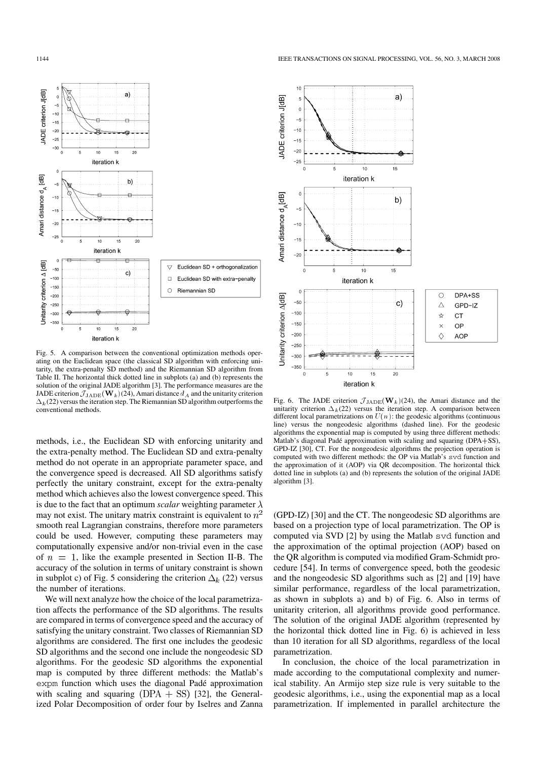Fig. 5. A comparison between the conventional optimization methods operating on the Euclidean space (the classical SD algorithm with enforcing unitarity, the extra-penalty SD method) and the Riemannian SD algorithm from Table II. The horizontal thick dotted line in subplots (a) and (b) represents the solution of the original JADE algorithm [3]. The performance measures are the JADE criterion $\mathcal{J}_{\rm JADE}(\mathbf{W}_k)$(24), Amari distance $d_A$ and the unitarity criterion $\Delta_k$(22) versus the iteration step. The Riemannian SD algorithm outperforms the conventional methods.

Fig. 6. The JADE criterion $\mathcal{J}_{\rm JADE}(\mathbf{W}_k)$(24), the Amari distance and the unitarity criterion $\Delta_k$(22) versus the iteration step. A comparison between different local parametrizations on $U(n)$: the geodesic algorithms (continuous line) versus the nongeodesic algorithms (dashed line). For the geodesic algorithms the exponential map is computed by using three different methods: Matlab's diagonal Padé approximation with scaling and squaring (DPA+SS), GPD-IZ [30], CT. For the nongeodesic algorithms the projection operation is computed with two different methods: the OP via Matlab's `svd` function and the approximation of it (AOP) via QR decomposition. The horizontal thick dotted line in subplots (a) and (b) represents the solution of the original JADE algorithm [3].

methods, i.e., the Euclidean SD with enforcing unitarity and the extra-penalty method. The Euclidean SD and extra-penalty method do not operate in an appropriate parameter space, and the convergence speed is decreased. All SD algorithms satisfy perfectly the unitary constraint, except for the extra-penalty method which achieves also the lowest convergence speed. This is due to the fact that an optimum *scalar* weighting parameter $\lambda$ may not exist. The unitary matrix constraint is equivalent to $n^2$ smooth real Lagrangian constrains, therefore more parameters could be used. However, computing these parameters may computationally expensive and/or non-trivial even in the case of $n = 1$, like the example presented in Section II-B. The accuracy of the solution in terms of unitary constraint is shown in subplot c) of Fig. 5 considering the criterion $\Delta_k$ (22) versus the number of iterations.

We will next analyze how the choice of the local parametrization affects the performance of the SD algorithms. The results are compared in terms of convergence speed and the accuracy of satisfying the unitary constraint. Two classes of Riemannian SD algorithms are considered. The first one includes the geodesic SD algorithms and the second one include the nongeodesic SD algorithms. For the geodesic SD algorithms the exponential map is computed by three different methods: the Matlab's `expm` function which uses the diagonal Padé approximation with scaling and squaring $(\mathrm{DPA} + \mathrm{SS})$ [32], the Generalized Polar Decomposition of order four by Iselres and Zanna (GPD-IZ) [30] and the CT. The nongeodesic SD algorithms are based on a projection type of local parametrization. The OP is computed via SVD [2] by using the Matlab `svd` function and the approximation of the optimal projection (AOP) based on the QR algorithm is computed via modified Gram-Schmidt procedure [54]. In terms of convergence speed, both the geodesic and the nongeodesic SD algorithms such as [2] and [19] have similar performance, regardless of the local parametrization, as shown in subplots a) and b) of Fig. 6. Also in terms of unitarity criterion, all algorithms provide good performance. The solution of the original JADE algorithm (represented by the horizontal thick dotted line in Fig. 6) is achieved in less than 10 iteration for all SD algorithms, regardless of the local parametrization.

In conclusion, the choice of the local parametrization in made according to the computational complexity and numerical stability. An Armijo step size rule is very suitable to the geodesic algorithms, i.e., using the exponential map as a local parametrization. If implemented in parallel architecture the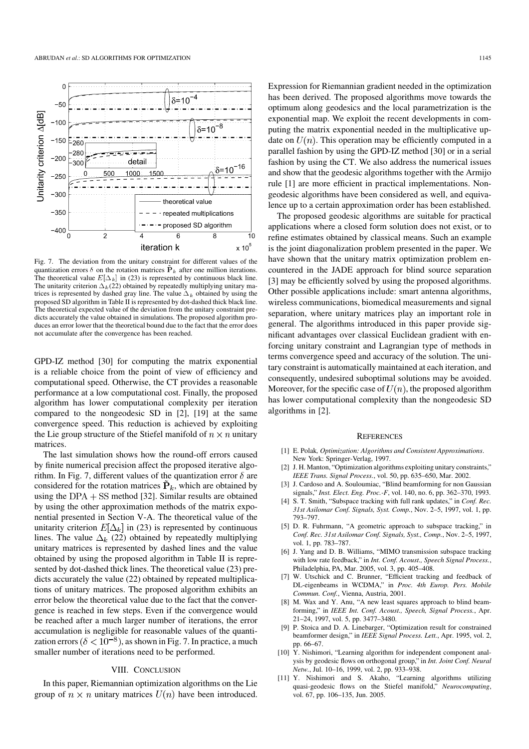Fig. 7. The deviation from the unitary constraint for different values of the quantization errors $\delta$ on the rotation matrices $\tilde{\mathbf{P}}_k$ after one million iterations. The theoretical value $E[\Delta_k]$ in (23) is represented by continuous black line. The unitarity criterion $\Delta_k$(22) obtained by repeatedly multiplying unitary matrices is represented by dashed gray line. The value $\Delta_k$ obtained by using the proposed SD algorithm in Table II is represented by dot-dashed thick black line. The theoretical expected value of the deviation from the unitary constraint predicts accurately the value obtained in simulations. The proposed algorithm produces an error lower that the theoretical bound due to the fact that the error does not accumulate after the convergence has been reached.

GPD-IZ method [30] for computing the matrix exponential is a reliable choice from the point of view of efficiency and computational speed. Otherwise, the CT provides a reasonable performance at a low computational cost. Finally, the proposed algorithm has lower computational complexity per iteration compared to the nongeodesic SD in [2], [19] at the same convergence speed. This reduction is achieved by exploiting the Lie group structure of the Stiefel manifold of $n \times n$ unitary matrices.

The last simulation shows how the round-off errors caused by finite numerical precision affect the proposed iterative algorithm. In Fig. 7, different values of the quantization error $\delta$ are considered for the rotation matrices $\tilde{\mathbf{P}}_k$, which are obtained by using the $\mathrm{DPA} + \mathrm{SS}$ method [32]. Similar results are obtained by using the other approximation methods of the matrix exponential presented in Section V-A. The theoretical value of the unitarity criterion $E[\Delta_k]$ in (23) is represented by continuous lines. The value $\Delta_k$ (22) obtained by repeatedly multiplying unitary matrices is represented by dashed lines and the value obtained by using the proposed algorithm in Table II is represented by dot-dashed thick lines. The theoretical value (23) predicts accurately the value (22) obtained by repeated multiplications of unitary matrices. The proposed algorithm exhibits an error below the theoretical value due to the fact that the convergence is reached in few steps. Even if the convergence would be reached after a much larger number of iterations, the error accumulation is negligible for reasonable values of the quantization errors ($\delta < 10^{-8}$), as shown in Fig. 7. In practice, a much smaller number of iterations need to be performed.

## VIII. Conclusion

In this paper, Riemannian optimization algorithms on the Lie group of $n \times n$ unitary matrices $U(n)$ have been introduced. Expression for Riemannian gradient needed in the optimization has been derived. The proposed algorithms move towards the optimum along geodesics and the local parametrization is the exponential map. We exploit the recent developments in computing the matrix exponential needed in the multiplicative update on $U(n)$. This operation may be efficiently computed in a parallel fashion by using the GPD-IZ method [30] or in a serial fashion by using the CT. We also address the numerical issues and show that the geodesic algorithms together with the Armijo rule [1] are more efficient in practical implementations. Nongeodesic algorithms have been considered as well, and equivalence up to a certain approximation order has been established.

The proposed geodesic algorithms are suitable for practical applications where a closed form solution does not exist, or to refine estimates obtained by classical means. Such an example is the joint diagonalization problem presented in the paper. We have shown that the unitary matrix optimization problem encountered in the JADE approach for blind source separation [3] may be efficiently solved by using the proposed algorithms. Other possible applications include: smart antenna algorithms, wireless communications, biomedical measurements and signal separation, where unitary matrices play an important role in general. The algorithms introduced in this paper provide significant advantages over classical Euclidean gradient with enforcing unitary constraint and Lagrangian type of methods in terms convergence speed and accuracy of the solution. The unitary constraint is automatically maintained at each iteration, and consequently, undesired suboptimal solutions may be avoided. Moreover, for the specific case of $U(n)$, the proposed algorithm has lower computational complexity than the nongeodesic SD algorithms in [2].

## References

[1] E. Polak, *Optimization: Algorithms and Consistent Approximations*. New York: Springer-Verlag, 1997.

[2] J. H. Manton, "Optimization algorithms exploiting unitary constraints," *IEEE Trans. Signal Process.*, vol. 50, pp. 635–650, Mar. 2002.

[3] J. Cardoso and A. Souloumiac, "Blind beamforming for non Gaussian signals," *Inst. Elect. Eng. Proc.-F*, vol. 140, no. 6, pp. 362–370, 1993.

[4] S. T. Smith, "Subspace tracking with full rank updates," in *Conf. Rec. 31st Asilomar Conf. Signals, Syst. Comp.*, Nov. 2–5, 1997, vol. 1, pp. 793–797.

[5] D. R. Fuhrmann, "A geometric approach to subspace tracking," in *Conf. Rec. 31st Asilomar Conf. Signals, Syst., Comp.*, Nov. 2–5, 1997, vol. 1, pp. 783–787.

[6] J. Yang and D. B. Williams, "MIMO transmission subspace tracking with low rate feedback," in *Int. Conf. Acoust., Speech Signal Process.*, Philadelphia, PA, Mar. 2005, vol. 3, pp. 405–408.

[7] W. Utschick and C. Brunner, "Efficient tracking and feedback of DL-eigenbeams in WCDMA," in *Proc. 4th Europ. Pers. Mobile Commun. Conf.*, Vienna, Austria, 2001.

[8] M. Wax and Y. Anu, "A new least squares approach to blind beamforming," in *IEEE Int. Conf. Acoust., Speech, Signal Process.*, Apr. 21–24, 1997, vol. 5, pp. 3477–3480.

[9] P. Stoica and D. A. Linebarger, "Optimization result for constrained beamformer design," in *IEEE Signal Process. Lett.*, Apr. 1995, vol. 2, pp. 66–67.

[10] Y. Nishimori, "Learning algorithm for independent component analysis by geodesic flows on orthogonal group," in *Int. Joint Conf. Neural Netw.*, Jul. 10–16, 1999, vol. 2, pp. 933–938.

[11] Y. Nishimori and S. Akaho, "Learning algorithms utilizing quasi-geodesic flows on the Stiefel manifold," *Neurocomputing*, vol. 67, pp. 106–135, Jun. 2005.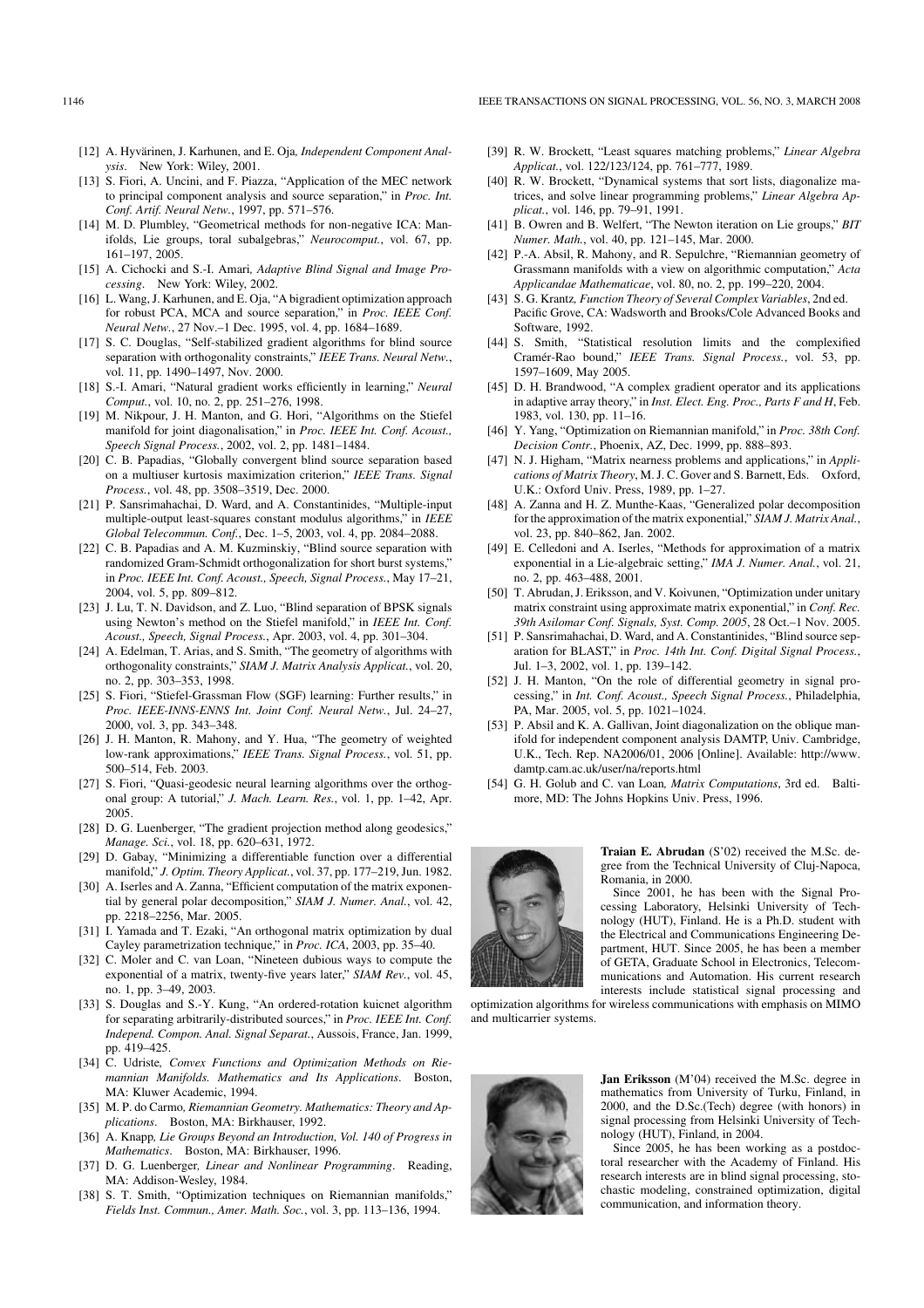[12] A. Hyvärinen, J. Karhunen, and E. Oja, *Independent Component Analysis*. New York: Wiley, 2001.

[13] S. Fiori, A. Uncini, and F. Piazza, "Application of the MEC network to principal component analysis and source separation," in *Proc. Int. Conf. Artif. Neural Netw.*, 1997, pp. 571–576.

[14] M. D. Plumbley, "Geometrical methods for non-negative ICA: Manifolds, Lie groups, toral subalgebras," *Neurocomput.*, vol. 67, pp. 161–197, 2005.

[15] A. Cichocki and S.-I. Amari, *Adaptive Blind Signal and Image Processing*. New York: Wiley, 2002.

[16] L. Wang, J. Karhunen, and E. Oja, "A bigradient optimization approach for robust PCA, MCA and source separation," in *Proc. IEEE Conf. Neural Netw.*, 27 Nov.–1 Dec. 1995, vol. 4, pp. 1684–1689.

[17] S. C. Douglas, "Self-stabilized gradient algorithms for blind source separation with orthogonality constraints," *IEEE Trans. Neural Netw.*, vol. 11, pp. 1490–1497, Nov. 2000.

[18] S.-I. Amari, "Natural gradient works efficiently in learning," *Neural Comput.*, vol. 10, no. 2, pp. 251–276, 1998.

[19] M. Nikpour, J. H. Manton, and G. Hori, "Algorithms on the Stiefel manifold for joint diagonalisation," in *Proc. IEEE Int. Conf. Acoust., Speech Signal Process.*, 2002, vol. 2, pp. 1481–1484.

[20] C. B. Papadias, "Globally convergent blind source separation based on a multiuser kurtosis maximization criterion," *IEEE Trans. Signal Process.*, vol. 48, pp. 3508–3519, Dec. 2000.

[21] P. Sansrimahachai, D. Ward, and A. Constantinides, "Multiple-input multiple-output least-squares constant modulus algorithms," in *IEEE Global Telecommun. Conf.*, Dec. 1–5, 2003, vol. 4, pp. 2084–2088.

[22] C. B. Papadias and A. M. Kuzminskiy, "Blind source separation with randomized Gram-Schmidt orthogonalization for short burst systems," in *Proc. IEEE Int. Conf. Acoust., Speech, Signal Process.*, May 17–21, 2004, vol. 5, pp. 809–812.

[23] J. Lu, T. N. Davidson, and Z. Luo, "Blind separation of BPSK signals using Newton's method on the Stiefel manifold," in *IEEE Int. Conf. Acoust., Speech, Signal Process.*, Apr. 2003, vol. 4, pp. 301–304.

[24] A. Edelman, T. Arias, and S. Smith, "The geometry of algorithms with orthogonality constraints," *SIAM J. Matrix Analysis Applicat.*, vol. 20, no. 2, pp. 303–353, 1998.

[25] S. Fiori, "Stiefel-Grassman Flow (SGF) learning: Further results," in *Proc. IEEE-INNS-ENNS Int. Joint Conf. Neural Netw.*, Jul. 24–27, 2000, vol. 3, pp. 343–348.

[26] J. H. Manton, R. Mahony, and Y. Hua, "The geometry of weighted low-rank approximations," *IEEE Trans. Signal Process.*, vol. 51, pp. 500–514, Feb. 2003.

[27] S. Fiori, "Quasi-geodesic neural learning algorithms over the orthogonal group: A tutorial," *J. Mach. Learn. Res.*, vol. 1, pp. 1–42, Apr. 2005.

[28] D. G. Luenberger, "The gradient projection method along geodesics," *Manage. Sci.*, vol. 18, pp. 620–631, 1972.

[29] D. Gabay, "Minimizing a differentiable function over a differential manifold," *J. Optim. Theory Applicat.*, vol. 37, pp. 177–219, Jun. 1982.

[30] A. Iserles and A. Zanna, "Efficient computation of the matrix exponential by general polar decomposition," *SIAM J. Numer. Anal.*, vol. 42, pp. 2218–2256, Mar. 2005.

[31] I. Yamada and T. Ezaki, "An orthogonal matrix optimization by dual Cayley parametrization technique," in *Proc. ICA*, 2003, pp. 35–40.

[32] C. Moler and C. van Loan, "Nineteen dubious ways to compute the exponential of a matrix, twenty-five years later," *SIAM Rev.*, vol. 45, no. 1, pp. 3–49, 2003.

[33] S. Douglas and S.-Y. Kung, "An ordered-rotation kuicnet algorithm for separating arbitrarily-distributed sources," in *Proc. IEEE Int. Conf. Independ. Compon. Anal. Signal Separat.*, Aussois, France, Jan. 1999, pp. 419–425.

[34] C. Udriste, *Convex Functions and Optimization Methods on Riemannian Manifolds. Mathematics and Its Applications*. Boston, MA: Kluwer Academic, 1994.

[35] M. P. do Carmo, *Riemannian Geometry. Mathematics: Theory and Applications*. Boston, MA: Birkhauser, 1992.

[36] A. Knapp, *Lie Groups Beyond an Introduction, Vol. 140 of Progress in Mathematics*. Boston, MA: Birkhauser, 1996.

[37] D. G. Luenberger, *Linear and Nonlinear Programming*. Reading, MA: Addison-Wesley, 1984.

[38] S. T. Smith, "Optimization techniques on Riemannian manifolds," *Fields Inst. Commun., Amer. Math. Soc.*, vol. 3, pp. 113–136, 1994.

[39] R. W. Brockett, "Least squares matching problems," *Linear Algebra Applicat.*, vol. 122/123/124, pp. 761–777, 1989.

[40] R. W. Brockett, "Dynamical systems that sort lists, diagonalize matrices, and solve linear programming problems," *Linear Algebra Applicat.*, vol. 146, pp. 79–91, 1991.

[41] B. Owren and B. Welfert, "The Newton iteration on Lie groups," *BIT Numer. Math.*, vol. 40, pp. 121–145, Mar. 2000.

[42] P.-A. Absil, R. Mahony, and R. Sepulchre, "Riemannian geometry of Grassmann manifolds with a view on algorithmic computation," *Acta Applicandae Mathematicae*, vol. 80, no. 2, pp. 199–220, 2004.

[43] S. G. Krantz, *Function Theory of Several Complex Variables*, 2nd ed. Pacific Grove, CA: Wadsworth and Brooks/Cole Advanced Books and Software, 1992.

[44] S. Smith, "Statistical resolution limits and the complexified Cramér-Rao bound," *IEEE Trans. Signal Process.*, vol. 53, pp. 1597–1609, May 2005.

[45] D. H. Brandwood, "A complex gradient operator and its applications in adaptive array theory," in *Inst. Elect. Eng. Proc., Parts F and H*, Feb. 1983, vol. 130, pp. 11–16.

[46] Y. Yang, "Optimization on Riemannian manifold," in *Proc. 38th Conf. Decision Contr.*, Phoenix, AZ, Dec. 1999, pp. 888–893.

[47] N. J. Higham, "Matrix nearness problems and applications," in *Applications of Matrix Theory*, M. J. C. Gover and S. Barnett, Eds. Oxford, U.K.: Oxford Univ. Press, 1989, pp. 1–27.

[48] A. Zanna and H. Z. Munthe-Kaas, "Generalized polar decomposition for the approximation of the matrix exponential," *SIAM J. Matrix Anal.*, vol. 23, pp. 840–862, Jan. 2002.

[49] E. Celledoni and A. Iserles, "Methods for approximation of a matrix exponential in a Lie-algebraic setting," *IMA J. Numer. Anal.*, vol. 21, no. 2, pp. 463–488, 2001.

[50] T. Abrudan, J. Eriksson, and V. Koivunen, "Optimization under unitary matrix constraint using approximate matrix exponential," in *Conf. Rec. 39th Asilomar Conf. Signals, Syst. Comp. 2005*, 28 Oct.–1 Nov. 2005.

[51] P. Sansrimahachai, D. Ward, and A. Constantinides, "Blind source separation for BLAST," in *Proc. 14th Int. Conf. Digital Signal Process.*, Jul. 1–3, 2002, vol. 1, pp. 139–142.

[52] J. H. Manton, "On the role of differential geometry in signal processing," in *Int. Conf. Acoust., Speech Signal Process.*, Philadelphia, PA, Mar. 2005, vol. 5, pp. 1021–1024.

[53] P. Absil and K. A. Gallivan, Joint diagonalization on the oblique manifold for independent component analysis DAMTP, Univ. Cambridge, U.K., Tech. Rep. NA2006/01, 2006 [Online]. Available: http://www.damtp.cam.ac.uk/user/na/reports.html

[54] G. H. Golub and C. van Loan, *Matrix Computations*, 3rd ed. Baltimore, MD: The Johns Hopkins Univ. Press, 1996.

**Traian E. Abrudan** (S'02) received the M.Sc. degree from the Technical University of Cluj-Napoca, Romania, in 2000.

Since 2001, he has been with the Signal Processing Laboratory, Helsinki University of Technology (HUT), Finland. He is a Ph.D. student with the Electrical and Communications Engineering Department, HUT. Since 2005, he has been a member of GETA, Graduate School in Electronics, Telecommunications and Automation. His current research interests include statistical signal processing and optimization algorithms for wireless communications with emphasis on MIMO and multicarrier systems.

**Jan Eriksson** (M'04) received the M.Sc. degree in mathematics from University of Turku, Finland, in 2000, and the D.Sc.(Tech) degree (with honors) in signal processing from Helsinki University of Technology (HUT), Finland, in 2004.

Since 2005, he has been working as a postdoctoral researcher with the Academy of Finland. His research interests are in blind signal processing, stochastic modeling, constrained optimization, digital communication, and information theory.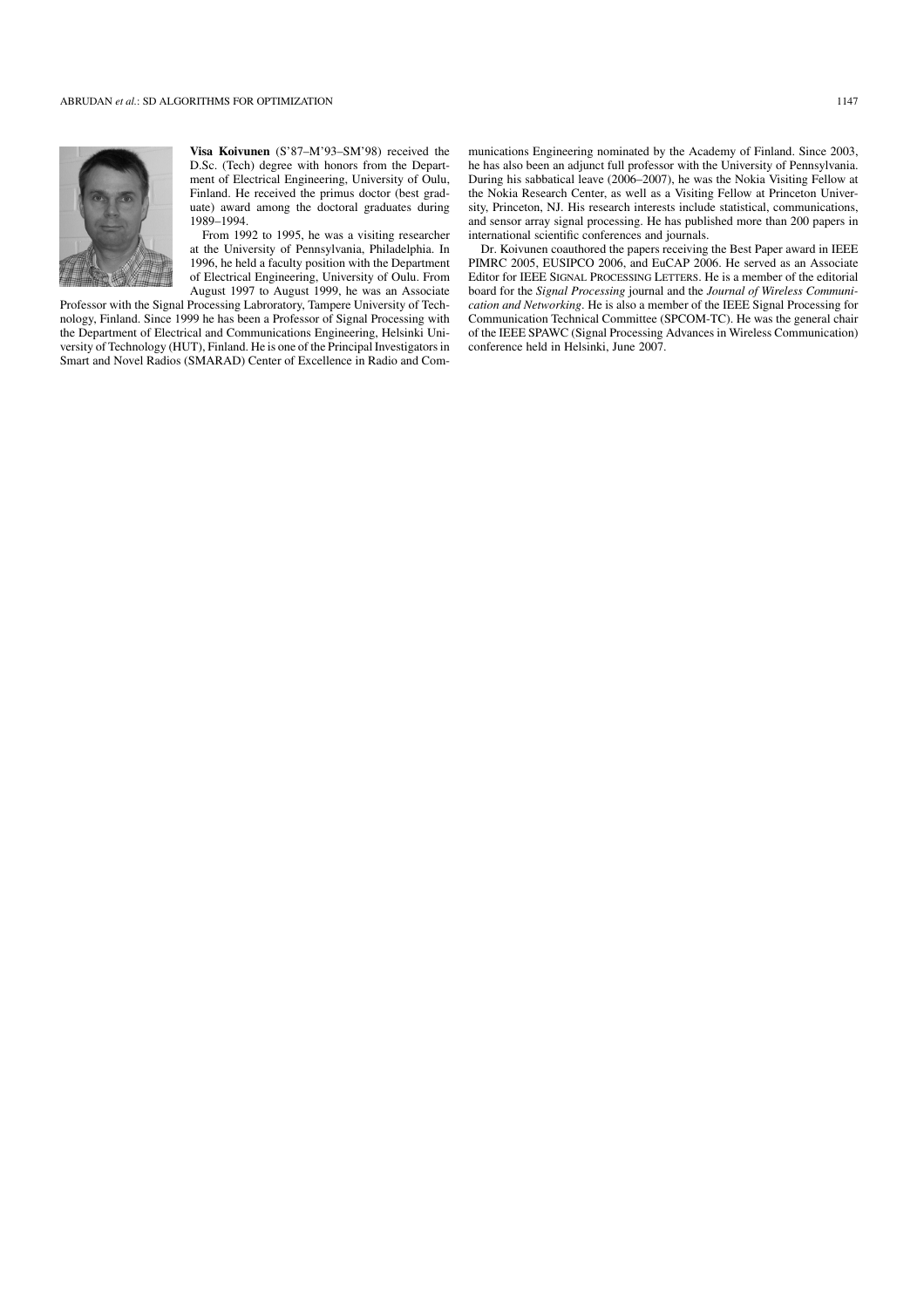**Visa Koivunen** (S'87–M'93–SM'98) received the D.Sc. (Tech) degree with honors from the Department of Electrical Engineering, University of Oulu, Finland. He received the primus doctor (best graduate) award among the doctoral graduates during 1989–1994.

From 1992 to 1995, he was a visiting researcher at the University of Pennsylvania, Philadelphia. In 1996, he held a faculty position with the Department of Electrical Engineering, University of Oulu. From August 1997 to August 1999, he was an Associate Professor with the Signal Processing Labroratory, Tampere University of Technology, Finland. Since 1999 he has been a Professor of Signal Processing with the Department of Electrical and Communications Engineering, Helsinki University of Technology (HUT), Finland. He is one of the Principal Investigators in Smart and Novel Radios (SMARAD) Center of Excellence in Radio and Communications Engineering nominated by the Academy of Finland. Since 2003, he has also been an adjunct full professor with the University of Pennsylvania. During his sabbatical leave (2006–2007), he was the Nokia Visiting Fellow at the Nokia Research Center, as well as a Visiting Fellow at Princeton University, Princeton, NJ. His research interests include statistical, communications, and sensor array signal processing. He has published more than 200 papers in international scientific conferences and journals.

Dr. Koivunen coauthored the papers receiving the Best Paper award in IEEE PIMRC 2005, EUSIPCO 2006, and EuCAP 2006. He served as an Associate Editor for IEEE SIGNAL PROCESSING LETTERS. He is a member of the editorial board for the *Signal Processing* journal and the *Journal of Wireless Communication and Networking*. He is also a member of the IEEE Signal Processing for Communication Technical Committee (SPCOM-TC). He was the general chair of the IEEE SPAWC (Signal Processing Advances in Wireless Communication) conference held in Helsinki, June 2007.